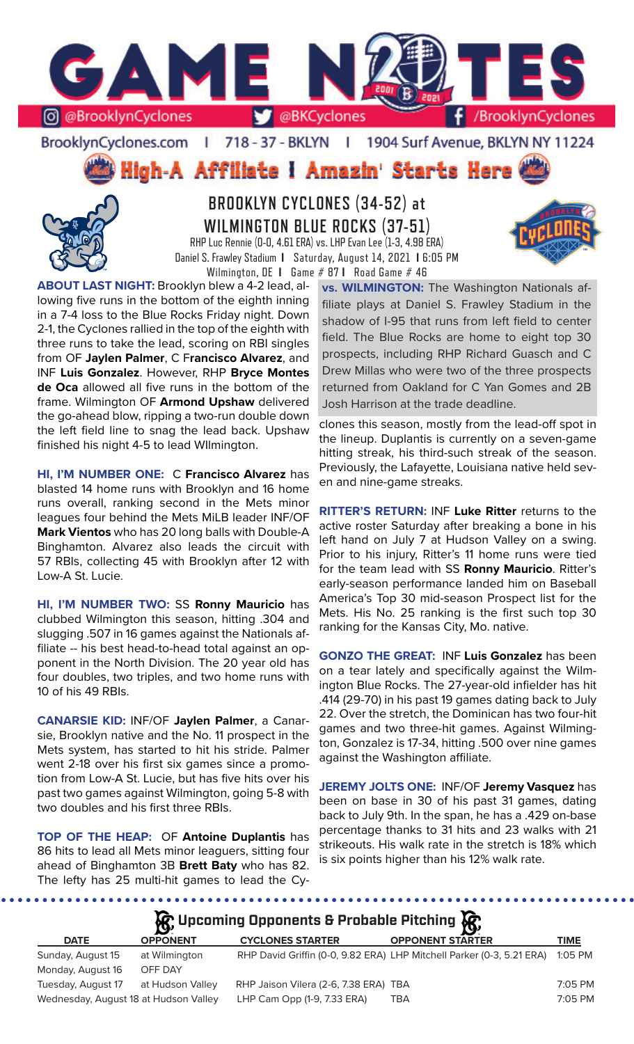# GAME NOTES

@BrooklynCyclones | @BKCyclones | /BrooklynCyclones

BrooklynCyclones.com | 718-37-BKLYN | 1904 Surf Avenue, BKLYN NY 11224

**High-A Affiliate | Amazin' Starts Here**

## BROOKLYN CYCLONES (34-52) at WILMINGTON BLUE ROCKS (37-51)

RHP Luc Rennie (0-0, 4.61 ERA) vs. LHP Evan Lee (1-3, 4.98 ERA)
Daniel S. Frawley Stadium | Saturday, August 14, 2021 | 6:05 PM
Wilmington, DE | Game # 87 | Road Game # 46

**ABOUT LAST NIGHT:** Brooklyn blew a 4-2 lead, allowing five runs in the bottom of the eighth inning in a 7-4 loss to the Blue Rocks Friday night. Down 2-1, the Cyclones rallied in the top of the eighth with three runs to take the lead, scoring on RBI singles from OF **Jaylen Palmer**, C F**rancisco Alvarez**, and INF **Luis Gonzalez**. However, RHP **Bryce Montes de Oca** allowed all five runs in the bottom of the frame. Wilmington OF **Armond Upshaw** delivered the go-ahead blow, ripping a two-run double down the left field line to snag the lead back. Upshaw finished his night 4-5 to lead WIlmington.

**HI, I'M NUMBER ONE:** C **Francisco Alvarez** has blasted 14 home runs with Brooklyn and 16 home runs overall, ranking second in the Mets minor leagues four behind the Mets MiLB leader INF/OF **Mark Vientos** who has 20 long balls with Double-A Binghamton. Alvarez also leads the circuit with 57 RBIs, collecting 45 with Brooklyn after 12 with Low-A St. Lucie.

**HI, I'M NUMBER TWO:** SS **Ronny Mauricio** has clubbed Wilmington this season, hitting .304 and slugging .507 in 16 games against the Nationals affiliate -- his best head-to-head total against an opponent in the North Division. The 20 year old has four doubles, two triples, and two home runs with 10 of his 49 RBIs.

**CANARSIE KID:** INF/OF **Jaylen Palmer**, a Canarsie, Brooklyn native and the No. 11 prospect in the Mets system, has started to hit his stride. Palmer went 2-18 over his first six games since a promotion from Low-A St. Lucie, but has five hits over his past two games against Wilmington, going 5-8 with two doubles and his first three RBIs.

**TOP OF THE HEAP:** OF **Antoine Duplantis** has 86 hits to lead all Mets minor leaguers, sitting four ahead of Binghamton 3B **Brett Baty** who has 82. The lefty has 25 multi-hit games to lead the Cyclones this season, mostly from the lead-off spot in the lineup. Duplantis is currently on a seven-game hitting streak, his third-such streak of the season. Previously, the Lafayette, Louisiana native held seven and nine-game streaks.

**vs. WILMINGTON:** The Washington Nationals affiliate plays at Daniel S. Frawley Stadium in the shadow of I-95 that runs from left field to center field. The Blue Rocks are home to eight top 30 prospects, including RHP Richard Guasch and C Drew Millas who were two of the three prospects returned from Oakland for C Yan Gomes and 2B Josh Harrison at the trade deadline.

**RITTER'S RETURN:** INF **Luke Ritter** returns to the active roster Saturday after breaking a bone in his left hand on July 7 at Hudson Valley on a swing. Prior to his injury, Ritter's 11 home runs were tied for the team lead with SS **Ronny Mauricio**. Ritter's early-season performance landed him on Baseball America's Top 30 mid-season Prospect list for the Mets. His No. 25 ranking is the first such top 30 ranking for the Kansas City, Mo. native.

**GONZO THE GREAT:** INF **Luis Gonzalez** has been on a tear lately and specifically against the Wilmington Blue Rocks. The 27-year-old infielder has hit .414 (29-70) in his past 19 games dating back to July 22. Over the stretch, the Dominican has two four-hit games and two three-hit games. Against Wilmington, Gonzalez is 17-34, hitting .500 over nine games against the Washington affiliate.

**JEREMY JOLTS ONE:** INF/OF **Jeremy Vasquez** has been on base in 30 of his past 31 games, dating back to July 9th. In the span, he has a .429 on-base percentage thanks to 31 hits and 23 walks with 21 strikeouts. His walk rate in the stretch is 18% which is six points higher than his 12% walk rate.

## Upcoming Opponents & Probable Pitching

| DATE | OPPONENT | CYCLONES STARTER | OPPONENT STARTER | TIME |
|---|---|---|---|---|
| Sunday, August 15 | at Wilmington | RHP David Griffin (0-0, 9.82 ERA) | LHP Mitchell Parker (0-3, 5.21 ERA) | 1:05 PM |
| Monday, August 16 | OFF DAY | | | |
| Tuesday, August 17 | at Hudson Valley | RHP Jaison Vilera (2-6, 7.38 ERA) | TBA | 7:05 PM |
| Wednesday, August 18 | at Hudson Valley | LHP Cam Opp (1-9, 7.33 ERA) | TBA | 7:05 PM |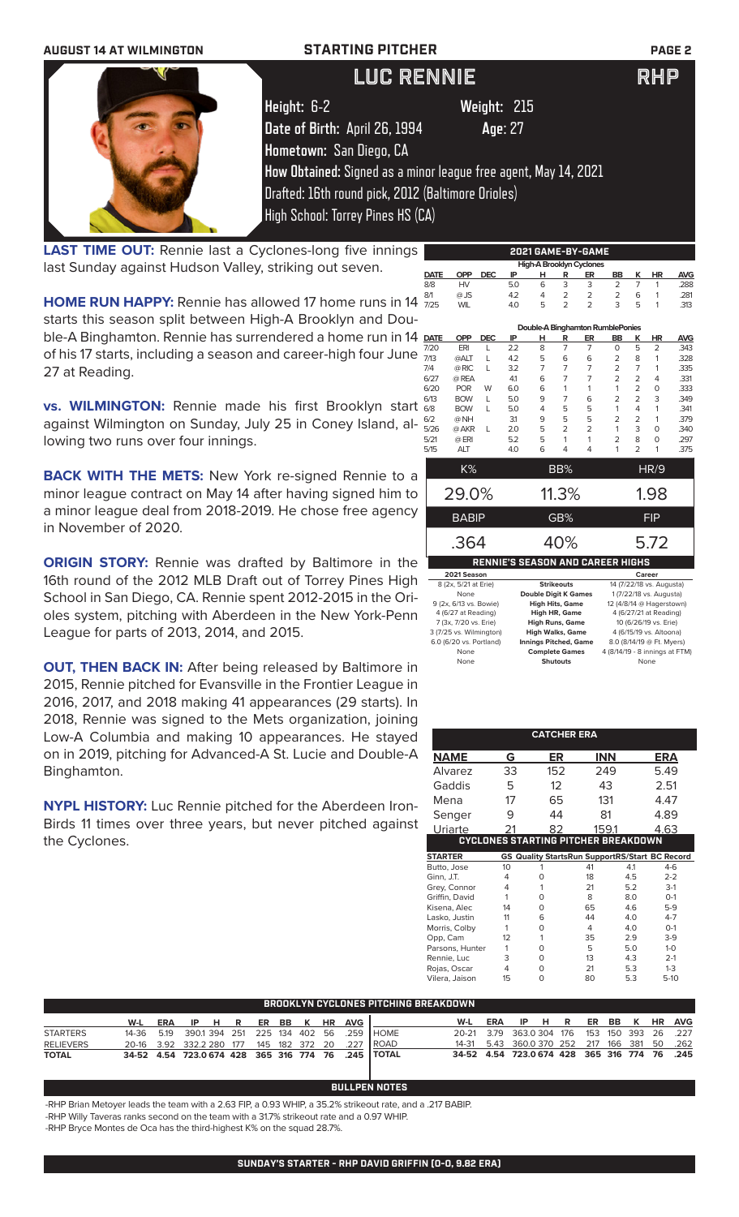# STARTING PITCHER

## LUC RENNIE — RHP

**Height:** 6-2 **Weight:** 215
**Date of Birth:** April 26, 1994 **Age:** 27
**Hometown:** San Diego, CA
**How Obtained:** Signed as a minor league free agent, May 14, 2021
Drafted: 16th round pick, 2012 (Baltimore Orioles)
High School: Torrey Pines HS (CA)

**LAST TIME OUT:** Rennie last a Cyclones-long five innings last Sunday against Hudson Valley, striking out seven.

**HOME RUN HAPPY:** Rennie has allowed 17 home runs in 14 starts this season split between High-A Brooklyn and Double-A Binghamton. Rennie has surrendered a home run in 14 of his 17 starts, including a season and career-high four June 27 at Reading.

**vs. WILMINGTON:** Rennie made his first Brooklyn start against Wilmington on Sunday, July 25 in Coney Island, allowing two runs over four innings.

**BACK WITH THE METS:** New York re-signed Rennie to a minor league contract on May 14 after having signed him to a minor league deal from 2018-2019. He chose free agency in November of 2020.

**ORIGIN STORY:** Rennie was drafted by Baltimore in the 16th round of the 2012 MLB Draft out of Torrey Pines High School in San Diego, CA. Rennie spent 2012-2015 in the Orioles system, pitching with Aberdeen in the New York-Penn League for parts of 2013, 2014, and 2015.

**OUT, THEN BACK IN:** After being released by Baltimore in 2015, Rennie pitched for Evansville in the Frontier League in 2016, 2017, and 2018 making 41 appearances (29 starts). In 2018, Rennie was signed to the Mets organization, joining Low-A Columbia and making 10 appearances. He stayed on in 2019, pitching for Advanced-A St. Lucie and Double-A Binghamton.

**NYPL HISTORY:** Luc Rennie pitched for the Aberdeen IronBirds 11 times over three years, but never pitched against the Cyclones.

### 2021 GAME-BY-GAME

**High-A Brooklyn Cyclones**

| DATE | OPP | DEC | IP | H | R | ER | BB | K | HR | AVG |
|---|---|---|---|---|---|---|---|---|---|---|
| 8/8 | HV | | 5.0 | 6 | 3 | 3 | 2 | 7 | 1 | .288 |
| 8/1 | @ JS | | 4.2 | 4 | 2 | 2 | 2 | 6 | 1 | .281 |
| 7/25 | WIL | | 4.0 | 5 | 2 | 2 | 3 | 5 | 1 | .313 |

**Double-A Binghamton RumblePonies**

| DATE | OPP | DEC | IP | H | R | ER | BB | K | HR | AVG |
|---|---|---|---|---|---|---|---|---|---|---|
| 7/20 | ERI | L | 2.2 | 8 | 7 | 7 | 0 | 5 | 2 | .343 |
| 7/13 | @ALT | L | 4.2 | 5 | 6 | 6 | 2 | 8 | 1 | .328 |
| 7/4 | @ RIC | L | 3.2 | 7 | 7 | 7 | 2 | 7 | 1 | .335 |
| 6/27 | @ REA | | 4.1 | 6 | 7 | 7 | 2 | 2 | 4 | .331 |
| 6/20 | POR | W | 6.0 | 6 | 1 | 1 | 1 | 2 | 0 | .333 |
| 6/13 | BOW | L | 5.0 | 9 | 7 | 6 | 2 | 2 | 3 | .349 |
| 6/8 | BOW | L | 5.0 | 4 | 5 | 5 | 1 | 4 | 1 | .341 |
| 6/2 | @ NH | | 3.1 | 9 | 5 | 5 | 2 | 2 | 1 | .379 |
| 5/26 | @ AKR | L | 2.0 | 5 | 2 | 2 | 1 | 3 | 0 | .340 |
| 5/21 | @ ERI | | 5.2 | 5 | 1 | 1 | 2 | 8 | 0 | .297 |
| 5/15 | ALT | | 4.0 | 6 | 4 | 4 | 1 | 2 | 1 | .375 |

| K% | BB% | HR/9 |
|---|---|---|
| 29.0% | 11.3% | 1.98 |

| BABIP | GB% | FIP |
|---|---|---|
| .364 | 40% | 5.72 |

### RENNIE'S SEASON AND CAREER HIGHS

| 2021 Season | | Career |
|---|---|---|
| 8 (2x, 5/21 at Erie) | Strikeouts | 14 (7/22/18 vs. Augusta) |
| None | Double Digit K Games | 1 (7/22/18 vs. Augusta) |
| 9 (2x, 6/13 vs. Bowie) | High Hits, Game | 12 (4/8/14 @ Hagerstown) |
| 4 (6/27 at Reading) | High HR, Game | 4 (6/27/21 at Reading) |
| 7 (3x, 7/20 vs. Erie) | High Runs, Game | 10 (6/26/19 vs. Erie) |
| 3 (7/25 vs. Wilmington) | High Walks, Game | 4 (6/15/19 vs. Altoona) |
| 6.0 (6/20 vs. Portland) | Innings Pitched, Game | 8.0 (8/14/19 @ Ft. Myers) |
| None | Complete Games | 4 (8/14/19 - 8 innings at FTM) |
| None | Shutouts | None |

### CATCHER ERA

| NAME | G | ER | INN | ERA |
|---|---|---|---|---|
| Alvarez | 33 | 152 | 249 | 5.49 |
| Gaddis | 5 | 12 | 43 | 2.51 |
| Mena | 17 | 65 | 131 | 4.47 |
| Senger | 9 | 44 | 81 | 4.89 |
| Uriarte | 21 | 82 | 159.1 | 4.63 |

### CYCLONES STARTING PITCHER BREAKDOWN

| STARTER | GS | Quality Starts | Run Support | RS/Start | BC Record |
|---|---|---|---|---|---|
| Butto, Jose | 10 | 1 | 41 | 4.1 | 4-6 |
| Ginn, J.T. | 4 | 0 | 18 | 4.5 | 2-2 |
| Grey, Connor | 4 | 1 | 21 | 5.2 | 3-1 |
| Griffin, David | 1 | 0 | 8 | 8.0 | 0-1 |
| Kisena, Alec | 14 | 0 | 65 | 4.6 | 5-9 |
| Lasko, Justin | 11 | 6 | 44 | 4.0 | 4-7 |
| Morris, Colby | 1 | 0 | 4 | 4.0 | 0-1 |
| Opp, Cam | 12 | 1 | 35 | 2.9 | 3-9 |
| Parsons, Hunter | 1 | 0 | 5 | 5.0 | 1-0 |
| Rennie, Luc | 3 | 0 | 13 | 4.3 | 2-1 |
| Rojas, Oscar | 4 | 0 | 21 | 5.3 | 1-3 |
| Vilera, Jaison | 15 | 0 | 80 | 5.3 | 5-10 |

### BROOKLYN CYCLONES PITCHING BREAKDOWN

| | W-L | ERA | IP | H | R | ER | BB | K | HR | AVG |
|---|---|---|---|---|---|---|---|---|---|---|
| STARTERS | 14-36 | 5.19 | 390.1 | 394 | 251 | 225 | 134 | 402 | 56 | .259 |
| RELIEVERS | 20-16 | 3.92 | 332.2 | 280 | 177 | 145 | 182 | 372 | 20 | .227 |
| TOTAL | 34-52 | 4.54 | 723.0 | 674 | 428 | 365 | 316 | 774 | 76 | .245 |

| | W-L | ERA | IP | H | R | ER | BB | K | HR | AVG |
|---|---|---|---|---|---|---|---|---|---|---|
| HOME | 20-21 | 3.79 | 363.0 | 304 | 176 | 153 | 150 | 393 | 26 | .227 |
| ROAD | 14-31 | 5.43 | 360.0 | 370 | 252 | 217 | 166 | 381 | 50 | .262 |
| TOTAL | 34-52 | 4.54 | 723.0 | 674 | 428 | 365 | 316 | 774 | 76 | .245 |

### BULLPEN NOTES

-RHP Brian Metoyer leads the team with a 2.63 FIP, a 0.93 WHIP, a 35.2% strikeout rate, and a .217 BABIP.
-RHP Willy Taveras ranks second on the team with a 31.7% strikeout rate and a 0.97 WHIP.
-RHP Bryce Montes de Oca has the third-highest K% on the squad 28.7%.

### SUNDAY'S STARTER - RHP DAVID GRIFFIN (0-0, 9.82 ERA)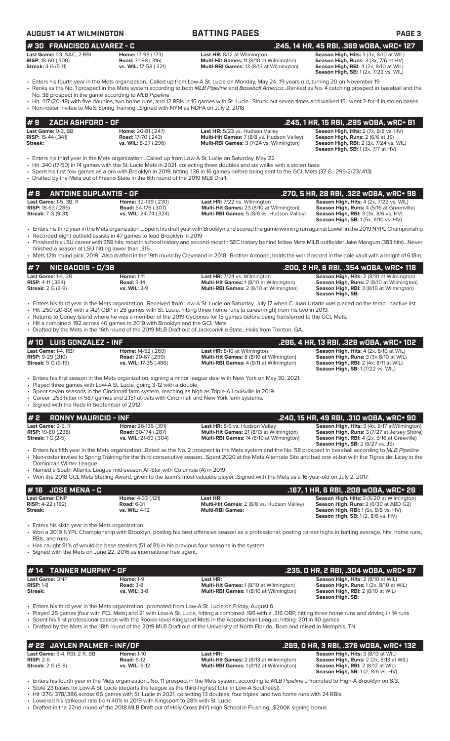## # 30 FRANCISCO ALVAREZ - C

**.245, 14 HR, 45 RBI, .369 wOBA, wRC+ 127**

| | | | |
|---|---|---|---|
| **Last Game:** 1-3, SAC, 2 RBI | **Home:** 17-98 (.173) | **Last HR:** 8/12 at Wilmington | **Season High, Hits:** 3 (3x, 8/10 at WIL) |
| **RISP:** 18-60 (.300) | **Road:** 31-98 (.316) | **Multi-Hit Games:** 11 (8/10 at Wilmington) | **Season High, Runs:** 3 (3x, 7/6 at HV) |
| **Streak:** 3 G (5-11) | **vs. WIL:** 17-53 (.321) | **Multi-RBI Games:** 13 (8/13 at Wilmington) | **Season High, RBI:** 4 (2x, 8/10 at WIL) |
| | | | **Season High, SB:** 1 (2x, 7/22 vs. WIL) |

- Enters his fourth year in the Mets organization...Called up from Low-A St. Lucie on Monday, May 24...19 years old, turning 20 on November 19
- Ranks as the No. 1 prospect in the Mets system according to both *MLB Pipeline* and *Baseball America*...Ranked as No. 4 catching prospect in baseball and the No. 38 prospect in the game according to *MLB Pipeline*
- Hit .417 (20-48) with five doubles, two home runs, and 12 RBIs in 15 games with St. Lucie...Struck out seven times and walked 15...went 2-for-4 in stolen bases
- Non-roster invitee to Mets Spring Training...Signed with NYM as NDFA on July 2, 2018

## # 9 ZACH ASHFORD - OF

**.245, 1 HR, 15 RBI, .295 wOBA, wRC+ 81**

| | | | |
|---|---|---|---|
| **Last Game:** 0-3, BB | **Home:** 20-81 (.247) | **Last HR:** 5/23 vs. Hudson Valley | **Season High, Hits:** 2 (7x, 8/8 vs. HV) |
| **RISP:** 15-44 (.341) | **Road:** 17-70 (.243) | **Multi-Hit Games:** 7 (8/8 vs. Hudson Valley) | **Season High, Runs:** 2 (6/6 at JS) |
| **Streak:** | **vs. WIL:** 8-27 (.296) | **Multi-RBI Games:** 3 (7/24 vs. Wilmington) | **Season High, RBI:** 2 (3x, 7/24 vs. WIL) |
| | | | **Season High, SB:** 1 (3x, 7/7 at HV) |

- Enters his third year in the Mets organization...Called up from Low-A St. Lucie on Saturday, May 22
- Hit .340 (17-50) in 14 games with the St. Lucie Mets in 2021, collecting three doubles and six walks with a stolen base
- Spent his first few games as a pro with Brooklyn in 2019, hitting .136 in 16 games before being sent to the GCL Mets (37 G, .295/2/23/.413)
- Drafted by the Mets out of Fresno State in the 6th round of the 2019 MLB Draft

## # 8 ANTOINE DUPLANTIS - OF

**.270, 5 HR, 28 RBI, .322 wOBA, wRC+ 98**

| | | | |
|---|---|---|---|
| **Last Game:** 1-5, 3B, R | **Home:** 32-139 (.230) | **Last HR:** 7/22 vs. Wilmington | **Season High, Hits:** 4 (2x, 7/22 vs. WIL) |
| **RISP:** 18-63 (.286) | **Road:** 54-176 (.307) | **Multi-Hit Games:** 23 (8/10 at Wilmington) | **Season High, Runs:** 4 (5/16 at Greenville) |
| **Streak:** 7 G (9-31) | **vs. WIL:** 24-74 (.324) | **Multi-RBI Games:** 5 (8/6 vs. Hudson Valley) | **Season High, RBI:** 3 (3x, 8/6 vs. HV) |
| | | | **Season High, SB:** 1 (5x, 8/10 vs. HV) |

- Enters his third year in the Mets organization ...Spent his draft year with Brooklyn and scored the game-winning run against Lowell in the 2019 NYPL Championship
- Recorded eight outfield assists in 47 games to lead Brooklyn in 2019
- Finished his LSU career with 359 hits, most in school history and second-most in SEC history behind fellow Mets MiLB outfielder Jake Mangum (383 hits)...Never finished a season at LSU hitting lower than .316
- Mets 12th round pick, 2019...Also drafted in the 19th round by Cleveland in 2018...Brother Armond, holds the world record in the pole vault with a height of 6.18m.

## # 7 NIC GADDIS - C/3B

**.200, 2 HR, 6 RBI, .354 wOBA, wRC+ 118**

| | | | |
|---|---|---|---|
| **Last Game:** 1-4, 2B | **Home:** 1-11 | **Last HR:** 7/24 vs. Wilmington | **Season High, Hits:** 2 (8/10 at Wilmington) |
| **RISP:** 4-11 (.364) | **Road:** 3-14 | **Multi-Hit Games:** 1 (8/10 at Wilmington) | **Season High, Runs:** 2 (8/10 at Wilmington) |
| **Streak:** 2 G (3-9) | **vs. WIL:** 3-9 | **Multi-RBI Games:** 2 (8/10 at Wilmington) | **Season High, RBI:** 3 (8/10 at Wilmington) |
| | | | **Season High, SB:** |

- Enters his third year in the Mets organization...Received from Low-A St. Lucie on Saturday, July 17 when C Juan Uriarte was placed on the temp. inactive list
- Hit .250 (20-80) with a .421 OBP in 25 games with St. Lucie, hitting three home runs (a career-high) from his two in 2019.
- Returns to Coney Island where he was a member of the 2019 Cyclones for 15 games before being transferred to the GCL Mets.
- Hit a combined .192 across 40 games in 2019 with Brooklyn and the GCL Mets
- Drafted by the Mets in the 16th round of the 2019 MLB Draft out of Jacksonville State...Hails from Trenton, GA.

## # 10 LUIS GONZALEZ - INF

**.286, 4 HR, 13 RBI, .329 wOBA, wRC+ 102**

| | | | |
|---|---|---|---|
| **Last Game:** 1-4, RBI | **Home:** 14-52 (.269) | **Last HR:** 8/10 at Wilmington | **Season High, Hits:** 4 (2x, 8/10 at WIL) |
| **RISP:** 9-29 (.310) | **Road:** 20-67 (.299) | **Multi-Hit Games:** 8 (8/10 at Wilmington) | **Season High, Runs:** 3 (3x 8/10 at WIL) |
| **Streak:** 5 G (9-19) | **vs. WIL:** 17-35 (.486) | **Multi-RBI Games:** 4 (8/11 at Wilmington) | **Season High, RBI:** 2 (4x, 8/11 at WIL) |
| | | | **Season High, SB:** 1 (7/22 vs. WIL) |

- Enters his first season in the Mets organization, signing a minor league deal with New York on May 30, 2021.
- Played three games with Low-A St. Lucie, going 3-12 with a double
- Spent seven seasons in the Cincinnati farm system, reaching as high as Triple-A Louisville in 2019.
- Career .253 hitter in 587 games and 2,151 at-bats with Cincinnati and New York farm systems.
- Signed with the Reds in September of 2012.

## # 2 RONNY MAURICIO - INF

**.240, 15 HR, 49 RBI, .310 wOBA, wRC+ 90**

| | | | |
|---|---|---|---|
| **Last Game:** 2-5, R | **Home:** 26-136 (.191) | **Last HR:** 8/6 vs. Hudson Valley | **Season High, Hits:** 3 (4x, 6/17 atWilmington) |
| **RISP:** 19-80 (.238) | **Road:** 50-174 (.287) | **Multi-Hit Games:** 21 (8/13 at Wilmington) | **Season High, Runs:** 3 (7/27 at Jersey Shore) |
| **Streak:** 1 G (2-5) | **vs. WIL:** 21-69 (.304) | **Multi-RBI Games:** 14 (8/10 at Wilmington) | **Season High, RBI:** 4 (2x, 5/16 at Greeville) |
| | | | **Season High, SB:** 2 (6/27 vs. JS) |

- Enters his fifth year in the Mets organization...Rated as the No. 2 prospect in the Mets system and the No. 58 prospect in baseball according to *MLB Pipeline*
- Non-roster invitee to Spring Training for the third consecutive season...Spent 2020 at the Mets Alternate Site and had one at-bat with the Tigres del Licey in the Dominican Winter League
- Named a South Atlantic League mid-season All-Star with Columbia (A) in 2019
- Won the 2018 GCL Mets Sterling Award, given to the team's most valuable player...Signed with the Mets as a 16-year-old on July 2, 2017.

## # 16 JOSE MENA - C

**.167, 1 HR, 6 RBI, .208 wOBA, wRC+ 26**

| | | | |
|---|---|---|---|
| **Last Game:** DNP | **Home:** 4-33 (.121) | **Last HR:** | **Season High, Hits:** 3 (6/20 at Wilmington) |
| **RISP:** 4-22 (.182) | **Road:** 6-31 | **Multi-Hit Games:** 2 (8/8 vs. Hudson Valley) | **Season High, Runs:** 2 (6/30 at ABD G2) |
| **Streak:** | **vs. WIL:** 4-12 | **Multi-RBI Games:** | **Season High, RBI:** 1 (5x, 8/8 vs. HV) |
| | | | **Season High, SB:** 1 (2, 8/6 vs. HV) |

- Enters his sixth year in the Mets organization
- Won a 2019 NYPL Championship with Brooklyn, posting his best offensive season as a professional, posting career highs in batting average, hits, home runs, RBIs, and runs
- Has caught 81% of would-be base stealers (51 of 81) in his previous four seasons in the system.
- Signed with the Mets on June 22, 2016 as international free agent.

## # 14 TANNER MURPHY - OF

**.235, 0 HR, 2 RBI, .304 wOBA, wRC+ 87**

| | | | |
|---|---|---|---|
| **Last Game:** DNP | **Home:** 1-9 | **Last HR:** | **Season High, Hits:** 2 (8/10 at WIL) |
| **RISP:** 1-8 | **Road:** 3-8 | **Multi-Hit Games:** 1 (8/10 at Wilmington) | **Season High, Runs:** 1 (2x, 8/10 at WIL) |
| **Streak:** | **vs. WIL:** 3-8 | **Multi-RBI Games:** 1 (8/10 at Wilmington) | **Season High, RBI:** 2 (8/10 at WIL) |
| | | | **Season High, SB:** |

- Enters his third year in the Mets organization...promoted from Low-A St. Lucie on Friday, August 6
- Played 25 games (four with FCL Mets) and 21 with Low-A St. Lucie, hitting a combined .195 with a .316 OBP, hitting three home runs and driving in 14 runs
- Spent his first professional season with the Rookie-level Kingsport Mets in the Appalachian League, hitting. 201 in 40 games
- Drafted by the Mets in the 18th round of the 2019 MLB Draft out of the University of North Florida...Born and raised in Memphis, TN.

## # 22 JAYLEN PALMER - INF/OF

**.269, 0 HR, 3 RBI, .376 wOBA, wRC+ 132**

| | | | |
|---|---|---|---|
| **Last Game:** 3-4, RBI, 2 R, BB | **Home:** 1-10 | **Last HR:** | **Season High, Hits:** 3 (8/13 at WIL) |
| **RISP:** 2-6 | **Road:** 6-12 | **Multi-Hit Games:** 2 (8/13 at Wilmington) | **Season High, Runs:** 2 (2x, 8/13 at WIL) |
| **Streak:** 2 G (5-8) | **vs. WIL:** 6-12 | **Multi-RBI Games:** 1 (8/12 at Wilmington) | **Season High, RBI:** 2 (8/12 at WIL) |
| | | | **Season High, SB:** 1 (2, 8/6 vs. HV) |

- Enters his fourth year in the Mets organization...No. 11 prospect in the Mets system, according to *MLB Pipeline*...Promoted to High-A Brooklyn on 8/3.
- Stole 23 bases for Low-A St. Lucie (departs the league as the third-highest total in Low-A Southeast).
- Hit .276/.378/.386 across 66 games with St. Lucie in 2021, collecting 13 doubles, four triples, and two home runs with 24 RBIs.
- Lowered his strikeout rate from 40% in 2019 with Kingsport to 28% with St. Lucie.
- Drafted in the 22nd round of the 2018 MLB Draft out of Holy Cross (NY) High School in Flushing...$200K signing bonus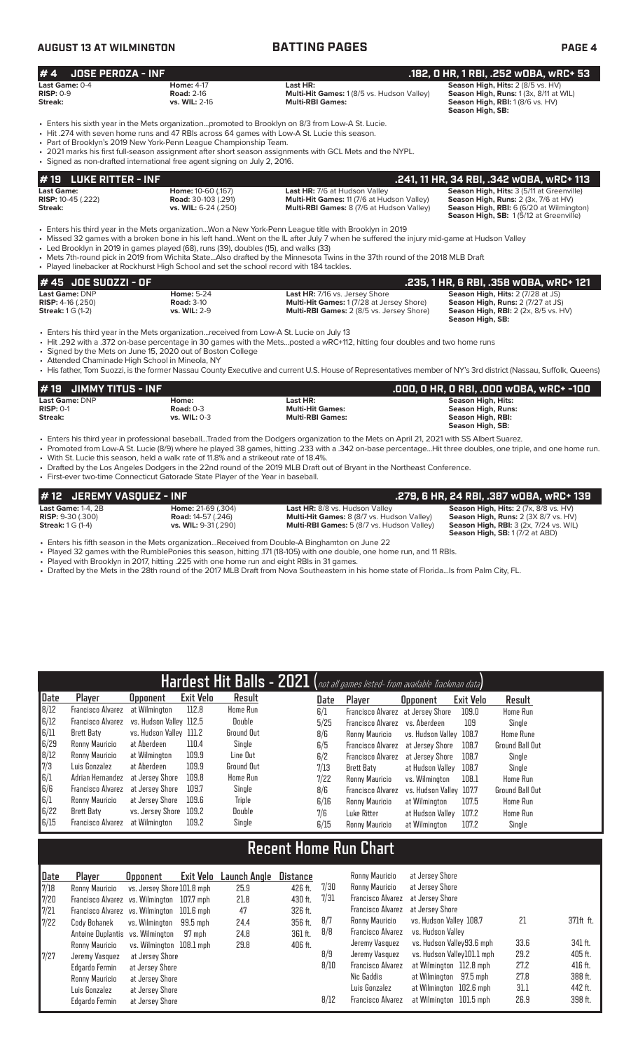## # 4 JOSE PEROZA - INF

**.182, 0 HR, 1 RBI, .252 wOBA, wRC+ 53**

| | | | |
|---|---|---|---|
| **Last Game:** 0-4 | **Home:** 4-17 | **Last HR:** | **Season High, Hits:** 2 (8/5 vs. HV) |
| **RISP:** 0-9 | **Road:** 2-16 | **Multi-Hit Games:** 1 (8/5 vs. Hudson Valley) | **Season High, Runs:** 1 (3x, 8/11 at WIL) |
| **Streak:** | **vs. WIL:** 2-16 | **Multi-RBI Games:** | **Season High, RBI:** 1 (8/6 vs. HV) |
| | | | **Season High, SB:** |

- Enters his sixth year in the Mets organization...promoted to Brooklyn on 8/3 from Low-A St. Lucie.
- Hit .274 with seven home runs and 47 RBIs across 64 games with Low-A St. Lucie this season.
- Part of Brooklyn's 2019 New York-Penn League Championship Team.
- 2021 marks his first full-season assignment after short season assignments with GCL Mets and the NYPL.
- Signed as non-drafted international free agent signing on July 2, 2016.

## # 19 LUKE RITTER - INF

**.241, 11 HR, 34 RBI, .342 wOBA, wRC+ 113**

| | | | |
|---|---|---|---|
| **Last Game:** | **Home:** 10-60 (.167) | **Last HR:** 7/6 at Hudson Valley | **Season High, Hits:** 3 (5/11 at Greenville) |
| **RISP:** 10-45 (.222) | **Road:** 30-103 (.291) | **Multi-Hit Games:** 11 (7/6 at Hudson Valley) | **Season High, Runs:** 2 (3x, 7/6 at HV) |
| **Streak:** | **vs. WIL:** 6-24 (.250) | **Multi-RBI Games:** 8 (7/6 at Hudson Valley) | **Season High, RBI:** 6 (6/20 at Wilmington) |
| | | | **Season High, SB:** 1 (5/12 at Greenville) |

- Enters his third year in the Mets organization...Won a New York-Penn League title with Brooklyn in 2019
- Missed 32 games with a broken bone in his left hand...Went on the IL after July 7 when he suffered the injury mid-game at Hudson Valley
- Led Brooklyn in 2019 in games played (68), runs (39), doubles (15), and walks (33)
- Mets 7th-round pick in 2019 from Wichita State...Also drafted by the Minnesota Twins in the 37th round of the 2018 MLB Draft
- Played linebacker at Rockhurst High School and set the school record with 184 tackles.

## # 45 JOE SUOZZI - OF

**.235, 1 HR, 6 RBI, .358 wOBA, wRC+ 121**

| | | | |
|---|---|---|---|
| **Last Game:** DNP | **Home:** 5-24 | **Last HR:** 7/16 vs. Jersey Shore | **Season High, Hits:** 2 (7/28 at JS) |
| **RISP:** 4-16 (.250) | **Road:** 3-10 | **Multi-Hit Games:** 1 (7/28 at Jersey Shore) | **Season High, Runs:** 2 (7/27 at JS) |
| **Streak:** 1 G (1-2) | **vs. WIL:** 2-9 | **Multi-RBI Games:** 2 (8/5 vs. Jersey Shore) | **Season High, RBI:** 2 (2x, 8/5 vs. HV) |
| | | | **Season High, SB:** |

- Enters his third year in the Mets organization...received from Low-A St. Lucie on July 13
- Hit .292 with a .372 on-base percentage in 30 games with the Mets...posted a wRC+112, hitting four doubles and two home runs
- Signed by the Mets on June 15, 2020 out of Boston College
- Attended Chaminade High School in Mineola, NY
- His father, Tom Suozzi, is the former Nassau County Executive and current U.S. House of Representatives member of NY's 3rd district (Nassau, Suffolk, Queens)

## # 19 JIMMY TITUS - INF

**.000, 0 HR, 0 RBI, .000 wOBA, wRC+ -100**

| | | | |
|---|---|---|---|
| **Last Game:** DNP | **Home:** | **Last HR:** | **Season High, Hits:** |
| **RISP:** 0-1 | **Road:** 0-3 | **Multi-Hit Games:** | **Season High, Runs:** |
| **Streak:** | **vs. WIL:** 0-3 | **Multi-RBI Games:** | **Season High, RBI:** |
| | | | **Season High, SB:** |

- Enters his third year in professional baseball...Traded from the Dodgers organization to the Mets on April 21, 2021 with SS Albert Suarez.
- Promoted from Low-A St. Lucie (8/9) where he played 38 games, hitting .233 with a .342 on-base percentage...Hit three doubles, one triple, and one home run.
- With St. Lucie this season, held a walk rate of 11.8% and a strikeout rate of 18.4%.
- Drafted by the Los Angeles Dodgers in the 22nd round of the 2019 MLB Draft out of Bryant in the Northeast Conference.
- First-ever two-time Connecticut Gatorade State Player of the Year in baseball.

## # 12 JEREMY VASQUEZ - INF

**.279, 6 HR, 24 RBI, .387 wOBA, wRC+ 139**

| | | | |
|---|---|---|---|
| **Last Game:** 1-4, 2B | **Home:** 21-69 (.304) | **Last HR:** 8/8 vs. Hudson Valley | **Season High, Hits:** 2 (7x, 8/8 vs. HV) |
| **RISP:** 9-30 (.300) | **Road:** 14-57 (.246) | **Multi-Hit Games:** 8 (8/7 vs. Hudson Valley) | **Season High, Runs:** 2 (3X 8/7 vs. HV) |
| **Streak:** 1 G (1-4) | **vs. WIL:** 9-31 (.290) | **Multi-RBI Games:** 5 (8/7 vs. Hudson Valley) | **Season High, RBI:** 3 (2x, 7/24 vs. WIL) |
| | | | **Season High, SB:** 1 (7/2 at ABD) |

- Enters his fifth season in the Mets organization...Received from Double-A Binghamton on June 22
- Played 32 games with the RumblePonies this season, hitting .171 (18-105) with one double, one home run, and 11 RBIs.
- Played with Brooklyn in 2017, hitting .225 with one home run and eight RBIs in 31 games.
- Drafted by the Mets in the 28th round of the 2017 MLB Draft from Nova Southeastern in his home state of Florida...Is from Palm City, FL.

## Hardest Hit Balls - 2021 (not all games listed- from available Trackman data)

| Date | Player | Opponent | Exit Velo | Result |
|---|---|---|---|---|
| 8/12 | Francisco Alvarez | at Wilmington | 112.8 | Home Run |
| 6/12 | Francisco Alvarez | vs. Hudson Valley | 112.5 | Double |
| 6/11 | Brett Baty | vs. Hudson Valley | 111.2 | Ground Out |
| 6/29 | Ronny Mauricio | at Aberdeen | 110.4 | Single |
| 8/12 | Ronny Mauricio | at Wilmington | 109.9 | Line Out |
| 7/3 | Luis Gonzalez | at Aberdeen | 109.9 | Ground Out |
| 6/1 | Adrian Hernandez | at Jersey Shore | 109.8 | Home Run |
| 6/6 | Francisco Alvarez | at Jersey Shore | 109.7 | Single |
| 6/1 | Ronny Mauricio | at Jersey Shore | 109.6 | Triple |
| 6/22 | Brett Baty | vs. Jersey Shore | 109.2 | Double |
| 6/15 | Francisco Alvarez | at Wilmington | 109.2 | Single |
| 6/1 | Francisco Alvarez | at Jersey Shore | 109.0 | Home Run |
| 5/25 | Francisco Alvarez | vs. Aberdeen | 109 | Single |
| 8/6 | Ronny Mauricio | vs. Hudson Valley | 108.7 | Home Rune |
| 6/5 | Francisco Alvarez | at Jersey Shore | 108.7 | Ground Ball Out |
| 6/2 | Francisco Alvarez | at Jersey Shore | 108.7 | Single |
| 7/13 | Brett Baty | at Hudson Valley | 108.7 | Single |
| 7/22 | Ronny Mauricio | vs. Wilmington | 108.1 | Home Run |
| 8/6 | Francisco Alvarez | vs. Hudson Valley | 107.7 | Ground Ball Out |
| 6/16 | Ronny Mauricio | at Wilmington | 107.5 | Home Run |
| 7/6 | Luke Ritter | at Hudson Valley | 107.2 | Home Run |
| 6/15 | Ronny Mauricio | at Wilmington | 107.2 | Single |

## Recent Home Run Chart

| Date | Player | Opponent | Exit Velo | Launch Angle | Distance |
|---|---|---|---|---|---|
| 7/18 | Ronny Mauricio | vs. Jersey Shore | 101.8 mph | 25.9 | 426 ft. |
| 7/20 | Francisco Alvarez | vs. Wilmington | 107.7 mph | 21.8 | 430 ft. |
| 7/21 | Francisco Alvarez | vs. Wilmington | 101.6 mph | 47 | 326 ft. |
| 7/22 | Cody Bohanek | vs. Wilmington | 99.5 mph | 24.4 | 356 ft. |
| | Antoine Duplantis | vs. Wilmington | 97 mph | 24.8 | 361 ft. |
| | Ronny Mauricio | vs. Wilmington | 108.1 mph | 29.8 | 406 ft. |
| 7/27 | Jeremy Vasquez | at Jersey Shore | | | |
| | Edgardo Fermin | at Jersey Shore | | | |
| | Ronny Mauricio | at Jersey Shore | | | |
| | Luis Gonzalez | at Jersey Shore | | | |
| | Edgardo Fermin | at Jersey Shore | | | |
| 7/30 | Ronny Mauricio | at Jersey Shore | | | |
| | Ronny Mauricio | at Jersey Shore | | | |
| 7/31 | Francisco Alvarez | at Jersey Shore | | | |
| | Francisco Alvarez | at Jersey Shore | | | |
| 8/7 | Ronny Mauricio | vs. Hudson Valley | 108.7 | 21 | 371ft. ft. |
| 8/8 | Francisco Alvarez | vs. Hudson Valley | | | |
| | Jeremy Vasquez | vs. Hudson Valley | 93.6 mph | 33.6 | 341 ft. |
| 8/9 | Jeremy Vasquez | vs. Hudson Valley | 101.1 mph | 29.2 | 405 ft. |
| 8/10 | Francisco Alvarez | at Wilmington | 112.8 mph | 27.2 | 416 ft. |
| | Nic Gaddis | at Wilmington | 97.5 mph | 27.8 | 388 ft. |
| | Luis Gonzalez | at Wilmington | 102.6 mph | 31.1 | 442 ft. |
| 8/12 | Francisco Alvarez | at Wilmington | 101.5 mph | 26.9 | 398 ft. |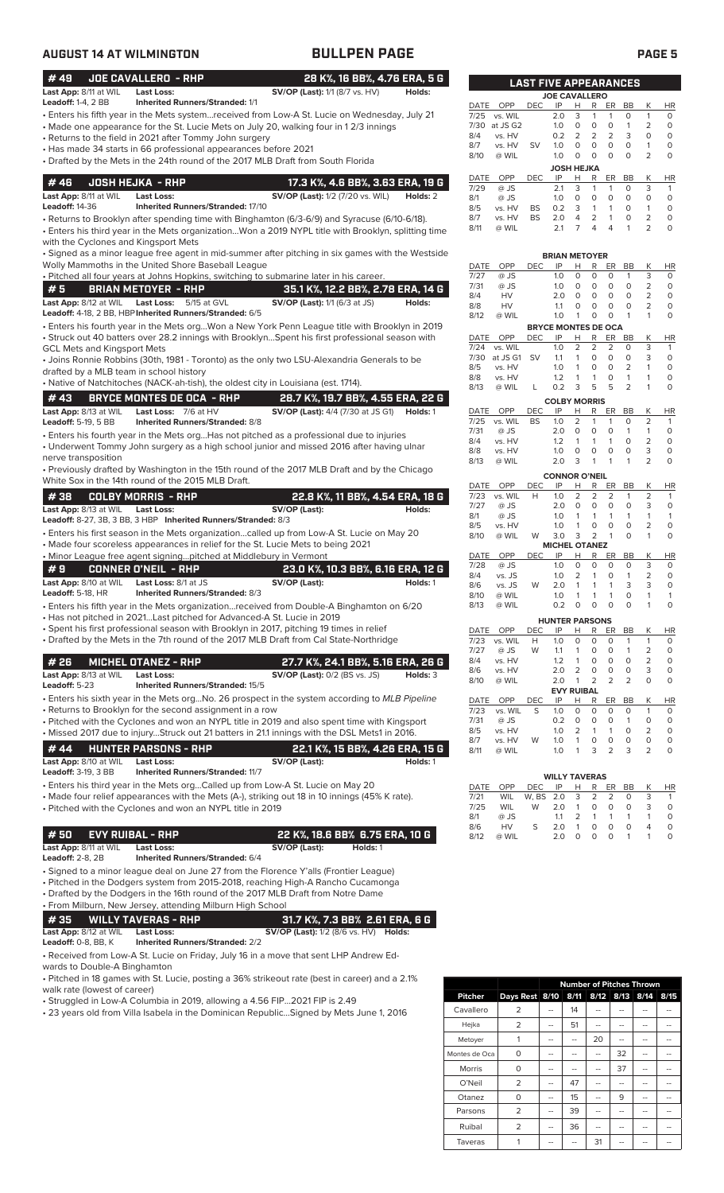## AUGUST 14 AT WILMINGTON — BULLPEN PAGE

### #49 JOE CAVALLERO - RHP — 28 K%, 16 BB%, 4.76 ERA, 5 G

**Last App:** 8/11 at WIL **Last Loss:** **SV/OP (Last):** 1/1 (8/7 vs. HV) **Holds:**
**Leadoff:** 1-4, 2 BB **Inherited Runners/Stranded:** 1/1

- Enters his fifth year in the Mets system...received from Low-A St. Lucie on Wednesday, July 21
- Made one appearance for the St. Lucie Mets on July 20, walking four in 1 2/3 innings
- Returns to the field in 2021 after Tommy John surgery
- Has made 34 starts in 66 professional appearances before 2021
- Drafted by the Mets in the 24th round of the 2017 MLB Draft from South Florida

### #46 JOSH HEJKA - RHP — 17.3 K%, 4.6 BB%, 3.63 ERA, 19 G

**Last App:** 8/11 at WIL **Last Loss:** **SV/OP (Last):** 1/2 (7/20 vs. WIL) **Holds:** 2
**Leadoff:** 14-36 **Inherited Runners/Stranded:** 17/10

- Returns to Brooklyn after spending time with Binghamton (6/3-6/9) and Syracuse (6/10-6/18).
- Enters his third year in the Mets organization...Won a 2019 NYPL title with Brooklyn, splitting time with the Cyclones and Kingsport Mets
- Signed as a minor league free agent in mid-summer after pitching in six games with the Westside Wolly Mammoths in the United Shore Baseball League
- Pitched all four years at Johns Hopkins, switching to submarine later in his career.

### #5 BRIAN METOYER - RHP — 35.1 K%, 12.2 BB%, 2.78 ERA, 14 G

**Last App:** 8/12 at WIL **Last Loss:** 5/15 at GVL **SV/OP (Last):** 1/1 (6/3 at JS) **Holds:**
**Leadoff:** 4-18, 2 BB, HBP **Inherited Runners/Stranded:** 6/5

- Enters his fourth year in the Mets org...Won a New York Penn League title with Brooklyn in 2019
- Struck out 40 batters over 28.2 innings with Brooklyn...Spent his first professional season with GCL Mets and Kingsport Mets
- Joins Ronnie Robbins (30th, 1981 - Toronto) as the only two LSU-Alexandria Generals to be drafted by a MLB team in school history
- Native of Natchitoches (NACK-ah-tish), the oldest city in Louisiana (est. 1714).

### #43 BRYCE MONTES DE OCA - RHP — 28.7 K%, 19.7 BB%, 4.55 ERA, 22 G

**Last App:** 8/13 at WIL **Last Loss:** 7/6 at HV **SV/OP (Last):** 4/4 (7/30 at JS G1) **Holds:** 1
**Leadoff:** 5-19, 5 BB **Inherited Runners/Stranded:** 8/8

- Enters his fourth year in the Mets org...Has not pitched as a professional due to injuries
- Underwent Tommy John surgery as a high school junior and missed 2016 after having ulnar nerve transposition
- Previously drafted by Washington in the 15th round of the 2017 MLB Draft and by the Chicago White Sox in the 14th round of the 2015 MLB Draft.

### #38 COLBY MORRIS - RHP — 22.8 K%, 11 BB%, 4.54 ERA, 18 G

**Last App:** 8/13 at WIL **Last Loss:** **SV/OP (Last):** **Holds:**
**Leadoff:** 8-27, 3B, 3 BB, 3 HBP **Inherited Runners/Stranded:** 8/3

- Enters his first season in the Mets organization...called up from Low-A St. Lucie on May 20
- Made four scoreless appearances in relief for the St. Lucie Mets prior to being 2021
- Minor League free agent signing...pitched at Middlebury in Vermont

### #9 CONNER O'NEIL - RHP — 23.0 K%, 10.3 BB%, 6.16 ERA, 12 G

**Last App:** 8/10 at WIL **Last Loss:** 8/1 at JS **SV/OP (Last):** **Holds:** 1
**Leadoff:** 5-18, HR **Inherited Runners/Stranded:** 8/3

- Enters his fifth year in the Mets organization...received from Double-A Binghamton on 6/20
- Has not pitched in 2021...Last pitched for Advanced-A St. Lucie in 2019
- Spent his first professional season with Brooklyn in 2017, pitching 19 times in relief
- Drafted by the Mets in the 7th round of the 2017 MLB Draft from Cal State-Northridge

### #26 MICHEL OTANEZ - RHP — 27.7 K%, 24.1 BB%, 5.16 ERA, 26 G

**Last App:** 8/13 at WIL **Last Loss:** **SV/OP (Last):** 0/2 (BS vs. JS) **Holds:** 3
**Leadoff:** 5-23 **Inherited Runners/Stranded:** 15/5

- Enters his sixth year in the Mets org...No. 26 prospect in the system according to *MLB Pipeline*
- Returns to Brooklyn for the second assignment in a row
- Pitched with the Cyclones and won an NYPL title in 2019 and also spent time with Kingsport
- Missed 2017 due to injury...Struck out 21 batters in 21.1 innings with the DSL Mets1 in 2016.

### #44 HUNTER PARSONS - RHP — 22.1 K%, 15 BB%, 4.26 ERA, 15 G

**Last App:** 8/10 at WIL **Last Loss:** **SV/OP (Last):** **Holds:** 1
**Leadoff:** 3-19, 3 BB **Inherited Runners/Stranded:** 11/7

- Enters his third year in the Mets org...Called up from Low-A St. Lucie on May 20
- Made four relief appearances with the Mets (A-), striking out 18 in 10 innings (45% K rate).
- Pitched with the Cyclones and won an NYPL title in 2019

### #50 EVY RUIBAL - RHP — 22 K%, 18.6 BB% 6.75 ERA, 10 G

**Last App:** 8/11 at WIL **Last Loss:** **SV/OP (Last):** **Holds:** 1
**Leadoff:** 2-8, 2B **Inherited Runners/Stranded:** 6/4

- Signed to a minor league deal on June 27 from the Florence Y'alls (Frontier League)
- Pitched in the Dodgers system from 2015-2018, reaching High-A Rancho Cucamonga
- Drafted by the Dodgers in the 16th round of the 2017 MLB Draft from Notre Dame
- From Milburn, New Jersey, attending Milburn High School

### #35 WILLY TAVERAS - RHP — 31.7 K%, 7.3 BB% 2.61 ERA, 6 G

**Last App:** 8/12 at WIL **Last Loss:** **SV/OP (Last):** 1/2 (8/6 vs. HV) **Holds:**
**Leadoff:** 0-8, BB, K **Inherited Runners/Stranded:** 2/2

- Received from Low-A St. Lucie on Friday, July 16 in a move that sent LHP Andrew Edwards to Double-A Binghamton
- Pitched in 18 games with St. Lucie, posting a 36% strikeout rate (best in career) and a 2.1% walk rate (lowest of career)
- Struggled in Low-A Columbia in 2019, allowing a 4.56 FIP...2021 FIP is 2.49
- 23 years old from Villa Isabela in the Dominican Republic...Signed by Mets June 1, 2016

## LAST FIVE APPEARANCES

**JOE CAVALLERO**

| DATE | OPP | DEC | IP | H | R | ER | BB | K | HR |
|---|---|---|---|---|---|---|---|---|---|
| 7/25 | vs. WIL | | 2.0 | 3 | 1 | 1 | 0 | 1 | 0 |
| 7/30 | at JS G2 | | 1.0 | 0 | 0 | 0 | 1 | 2 | 0 |
| 8/4 | vs. HV | | 0.2 | 2 | 2 | 2 | 3 | 0 | 0 |
| 8/7 | vs. HV | SV | 1.0 | 0 | 0 | 0 | 0 | 1 | 0 |
| 8/10 | @ WIL | | 1.0 | 0 | 0 | 0 | 0 | 2 | 0 |

**JOSH HEJKA**

| DATE | OPP | DEC | IP | H | R | ER | BB | K | HR |
|---|---|---|---|---|---|---|---|---|---|
| 7/29 | @ JS | | 2.1 | 3 | 1 | 1 | 0 | 3 | 1 |
| 8/1 | @ JS | | 1.0 | 0 | 0 | 0 | 0 | 0 | 0 |
| 8/5 | vs. HV | BS | 0.2 | 3 | 1 | 1 | 0 | 1 | 0 |
| 8/7 | vs. HV | BS | 2.0 | 4 | 2 | 1 | 0 | 2 | 0 |
| 8/11 | @ WIL | | 2.1 | 7 | 4 | 4 | 1 | 2 | 0 |

**BRIAN METOYER**

| DATE | OPP | DEC | IP | H | R | ER | BB | K | HR |
|---|---|---|---|---|---|---|---|---|---|
| 7/27 | @ JS | | 1.0 | 0 | 0 | 0 | 1 | 3 | 0 |
| 7/31 | @ JS | | 1.0 | 0 | 0 | 0 | 0 | 2 | 0 |
| 8/4 | HV | | 2.0 | 0 | 0 | 0 | 0 | 2 | 0 |
| 8/8 | HV | | 1.1 | 0 | 0 | 0 | 0 | 2 | 0 |
| 8/12 | @ WIL | | 1.0 | 1 | 0 | 0 | 1 | 1 | 0 |

**BRYCE MONTES DE OCA**

| DATE | OPP | DEC | IP | H | R | ER | BB | K | HR |
|---|---|---|---|---|---|---|---|---|---|
| 7/24 | vs. WIL | | 1.0 | 2 | 2 | 2 | 0 | 3 | 1 |
| 7/30 | at JS G1 | SV | 1.1 | 1 | 0 | 0 | 0 | 3 | 0 |
| 8/5 | vs. HV | | 1.0 | 1 | 0 | 0 | 2 | 1 | 0 |
| 8/8 | vs. HV | | 1.2 | 1 | 1 | 0 | 1 | 1 | 0 |
| 8/13 | @ WIL | L | 0.2 | 3 | 5 | 5 | 2 | 1 | 0 |

**COLBY MORRIS**

| DATE | OPP | DEC | IP | H | R | ER | BB | K | HR |
|---|---|---|---|---|---|---|---|---|---|
| 7/25 | vs. WIL | BS | 1.0 | 2 | 1 | 1 | 0 | 2 | 1 |
| 7/31 | @ JS | | 2.0 | 0 | 0 | 0 | 1 | 1 | 0 |
| 8/4 | vs. HV | | 1.2 | 1 | 1 | 1 | 0 | 2 | 0 |
| 8/8 | vs. HV | | 1.0 | 0 | 0 | 0 | 0 | 3 | 0 |
| 8/13 | @ WIL | | 2.0 | 3 | 1 | 1 | 1 | 2 | 0 |

**CONNOR O'NEIL**

| DATE | OPP | DEC | IP | H | R | ER | BB | K | HR |
|---|---|---|---|---|---|---|---|---|---|
| 7/23 | vs. WIL | H | 1.0 | 2 | 2 | 2 | 1 | 2 | 1 |
| 7/27 | @ JS | | 2.0 | 0 | 0 | 0 | 0 | 3 | 0 |
| 8/1 | @ JS | | 1.0 | 1 | 1 | 1 | 1 | 1 | 1 |
| 8/5 | vs. HV | | 1.0 | 1 | 0 | 0 | 0 | 2 | 0 |
| 8/10 | @ WIL | W | 3.0 | 3 | 2 | 1 | 0 | 1 | 0 |

**MICHEL OTANEZ**

| DATE | OPP | DEC | IP | H | R | ER | BB | K | HR |
|---|---|---|---|---|---|---|---|---|---|
| 7/28 | @ JS | | 1.0 | 0 | 0 | 0 | 0 | 3 | 0 |
| 8/4 | vs. JS | | 1.0 | 2 | 1 | 0 | 1 | 2 | 0 |
| 8/6 | vs. JS | W | 2.0 | 1 | 1 | 1 | 3 | 3 | 0 |
| 8/10 | @ WIL | | 1.0 | 1 | 1 | 1 | 0 | 1 | 1 |
| 8/13 | @ WIL | | 0.2 | 0 | 0 | 0 | 0 | 1 | 0 |

**HUNTER PARSONS**

| DATE | OPP | DEC | IP | H | R | ER | BB | K | HR |
|---|---|---|---|---|---|---|---|---|---|
| 7/23 | vs. WIL | H | 1.0 | 0 | 0 | 0 | 1 | 1 | 0 |
| 7/27 | @ JS | W | 1.1 | 1 | 0 | 0 | 1 | 2 | 0 |
| 8/4 | vs. HV | | 1.2 | 1 | 0 | 0 | 0 | 2 | 0 |
| 8/6 | vs. HV | | 2.0 | 2 | 0 | 0 | 0 | 3 | 0 |
| 8/10 | @ WIL | | 2.0 | 1 | 2 | 2 | 2 | 0 | 0 |

**EVY RUIBAL**

| DATE | OPP | DEC | IP | H | R | ER | BB | K | HR |
|---|---|---|---|---|---|---|---|---|---|
| 7/23 | vs. WIL | S | 1.0 | 0 | 0 | 0 | 0 | 1 | 0 |
| 7/31 | @ JS | | 0.2 | 0 | 0 | 0 | 1 | 0 | 0 |
| 8/5 | vs. HV | | 1.0 | 2 | 1 | 1 | 0 | 2 | 0 |
| 8/7 | vs. HV | W | 1.0 | 1 | 0 | 0 | 0 | 0 | 0 |
| 8/11 | @ WIL | | 1.0 | 1 | 3 | 2 | 3 | 2 | 0 |

**WILLY TAVERAS**

| DATE | OPP | DEC | IP | H | R | ER | BB | K | HR |
|---|---|---|---|---|---|---|---|---|---|
| 7/21 | WIL | W, BS | 2.0 | 3 | 2 | 2 | 0 | 3 | 1 |
| 7/25 | WIL | W | 2.0 | 1 | 0 | 0 | 0 | 3 | 0 |
| 8/1 | @ JS | | 1.1 | 2 | 1 | 1 | 1 | 1 | 0 |
| 8/6 | HV | S | 2.0 | 1 | 0 | 0 | 0 | 4 | 0 |
| 8/12 | @ WIL | | 2.0 | 0 | 0 | 0 | 1 | 1 | 0 |

## Number of Pitches Thrown

| Pitcher | Days Rest | 8/10 | 8/11 | 8/12 | 8/13 | 8/14 | 8/15 |
|---|---|---|---|---|---|---|---|
| Cavallero | 2 | -- | 14 | -- | -- | -- | -- |
| Hejka | 2 | -- | 51 | -- | -- | -- | -- |
| Metoyer | 1 | -- | -- | 20 | -- | -- | -- |
| Montes de Oca | 0 | -- | -- | -- | 32 | -- | -- |
| Morris | 0 | -- | -- | -- | 37 | -- | -- |
| O'Neil | 2 | -- | 47 | -- | -- | -- | -- |
| Otanez | 0 | -- | 15 | -- | 9 | -- | -- |
| Parsons | 2 | -- | 39 | -- | -- | -- | -- |
| Ruibal | 2 | -- | 36 | -- | -- | -- | -- |
| Taveras | 1 | -- | -- | 31 | -- | -- | -- |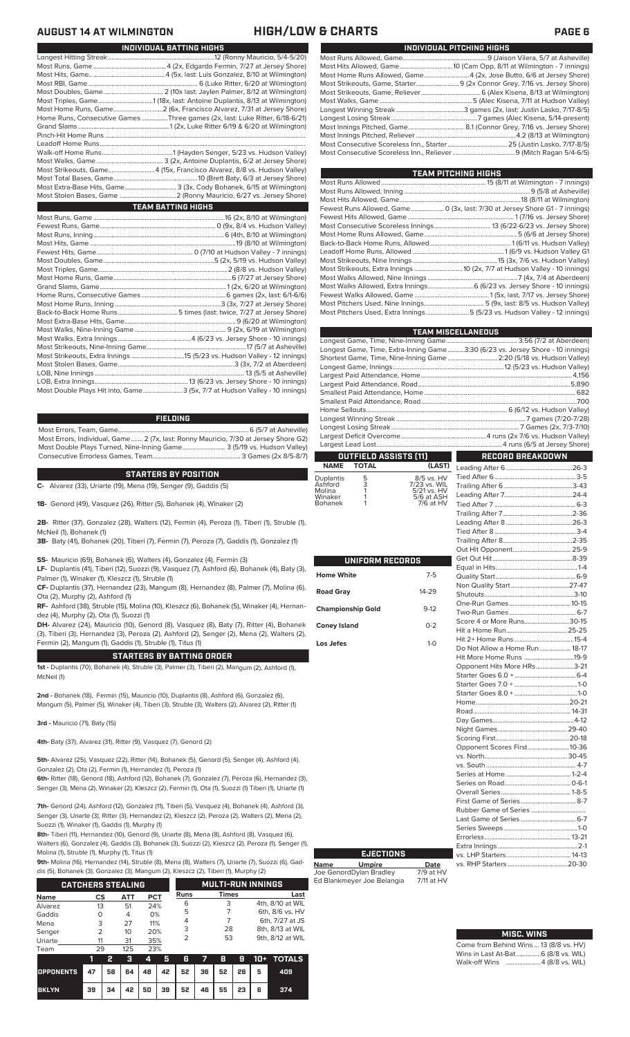# AUGUST 14 AT WILMINGTON — HIGH/LOW & CHARTS

## INDIVIDUAL BATTING HIGHS

| | |
|---|---|
| Longest Hitting Streak | 12 (Ronny Mauricio, 5/4-5/20) |
| Most Runs, Game | 4 (2x, Edgardo Fermin, 7/27 at Jersey Shore) |
| Most Hits, Game. | 4 (5x, last: Luis Gonzalez, 8/10 at Wilmington) |
| Most RBI, Game | 6 (Luke Ritter, 6/20 at Wilmington) |
| Most Doubles, Game | 2 (10x last: Jaylen Palmer, 8/12 at Wilmington) |
| Most Triples, Game | 1 (18x, last: Antoine Duplantis, 8/13 at Wilmington) |
| Most Home Runs, Game | 2 (6x, Francisco Alvarez, 7/31 at Jersey Shore) |
| Home Runs, Consecutive Games | Three games (2x, last: Luke Ritter, 6/18-6/21) |
| Grand Slams | 1 (2x, Luke Ritter 6/19 & 6/20 at Wilmington) |
| Pinch-Hit Home Runs | |
| Leadoff Home Runs | |
| Walk-off Home Runs | 1 (Hayden Senger, 5/23 vs. Hudson Valley) |
| Most Walks, Game | 3 (2x, Antoine Duplantis, 6/2 at Jersey Shore) |
| Most Strikeouts, Game | 4 (15x, Francisco Alvarez, 8/8 vs. Hudson Valley) |
| Most Total Bases, Game | 10 (Brett Baty, 6/3 at Jersey Shore) |
| Most Extra-Base Hits, Game | 3 (3x, Cody Bohanek, 6/15 at Wilmington) |
| Most Stolen Bases, Game | 2 (Ronny Mauricio, 6/27 vs. Jersey Shore) |

## TEAM BATTING HIGHS

| | |
|---|---|
| Most Runs, Game | 16 (2x, 8/10 at Wilmington) |
| Fewest Runs, Game | 0 (9x, 8/4 vs. Hudson Valley) |
| Most Runs, Inning | 6 (4th, 8/10 at Wilmington) |
| Most Hits, Game | 19 (8/10 at Wilmington) |
| Fewest Hits, Game | 0 (7/10 at Hudson Valley - 7 innings) |
| Most Doubles, Game | 5 (2x, 5/19 vs. Hudson Valley) |
| Most Triples, Game | 2 (8/8 vs. Hudson Valley) |
| Most Home Runs, Game | 6 (7/27 at Jersey Shore) |
| Grand Slams, Game | 1 (2x, 6/20 at Wilmington) |
| Home Runs, Consecutive Games | 6 games (2x, last: 6/1-6/6) |
| Most Home Runs, Inning | 3 (3x, 7/27 at Jersey Shore) |
| Back-to-Back Home Runs | 5 times (last: twice, 7/27 at Jersey Shore) |
| Most Extra-Base Hits, Game | 9 (6/20 at Wilmington) |
| Most Walks, Nine-Inning Game | 9 (2x, 6/19 at Wilmington) |
| Most Walks, Extra Innings | 4 (6/23 vs. Jersey Shore - 10 innings) |
| Most Strikeouts, Nine-Inning Game | 17 (5/7 at Asheville) |
| Most Strikeouts, Extra Innings | 15 (5/23 vs. Hudson Valley - 12 innings) |
| Most Stolen Bases, Game | 3 (3x, 7/2 at Aberdeen) |
| LOB, Nine Innings | 13 (5/5 at Asheville) |
| LOB, Extra Innings | 13 (6/23 vs. Jersey Shore - 10 innings) |
| Most Double Plays Hit into, Game | 3 (5x, 7/7 at Hudson Valley - 10 innings) |

## FIELDING

| | |
|---|---|
| Most Errors, Team, Game | 6 (5/7 at Asheville) |
| Most Errors, Individual, Game | 2 (7x, last: Ronny Mauricio, 7/30 at Jersey Shore G2) |
| Most Double Plays Turned, Nine-Inning Game | 3 (5/19 vs. Hudson Valley) |
| Consecutive Errorless Games, Team | 3 Games (2x 8/5-8/7) |

## STARTERS BY POSITION

**C-** Alvarez (33), Uriarte (19), Mena (19), Senger (9), Gaddis (5)

**1B-** Genord (49), Vasquez (26), Ritter (5), Bohanek (4), Winaker (2)

**2B-** Ritter (37), Gonzalez (28), Walters (12), Fermin (4), Peroza (1), Tiberi (1), Struble (1), McNeil (1), Bohanek (1)

**3B-** Baty (41), Bohanek (20), Tiberi (7), Fermin (7), Peroza (7), Gaddis (1), Gonzalez (1)

**SS-** Mauricio (69), Bohanek (6), Walters (4), Gonzalez (4), Fermin (3)

**LF-** Duplantis (41), Tiberi (12), Suozzi (9), Vasquez (7), Ashford (6), Bohanek (4), Baty (3), Palmer (1), Winaker (1), Kleszcz (1), Struble (1)

**CF-** Duplantis (37), Hernandez (23), Mangum (8), Hernandez (8), Palmer (7), Molina (6), Ota (2), Murphy (2), Ashford (1)

**RF-** Ashford (38), Struble (15), Molina (10), Kleszcz (6), Bohanek (5), Winaker (4), Hernandez (4), Murphy (2), Ota (1), Suozzi (1)

**DH-** Alvarez (24), Mauricio (10), Genord (8), Vasquez (8), Baty (7), Ritter (4), Bohanek (3), Tiberi (3), Hernandez (3), Peroza (2), Ashford (2), Senger (2), Mena (2), Walters (2), Fermin (2), Mangum (1), Gaddis (1), Struble (1), Titus (1)

## STARTERS BY BATTING ORDER

**1st -** Duplantis (70), Bohanek (4), Struble (3), Palmer (3), Tiberi (2), Mangum (2), Ashford (1), McNeil (1)

**2nd -** Bohanek (18), Fermin (15), Mauricio (10), Duplantis (8), Ashford (6), Gonzalez (6), Mangum (5), Palmer (5), Winaker (4), Tiberi (3), Struble (3), Walters (2), Alvarez (2), Ritter (1)

**3rd -** Mauricio (71), Baty (15)

**4th-** Baty (37), Alvarez (31), Ritter (9), Vasquez (7), Genord (2)

**5th-** Alvarez (25), Vasquez (22), Ritter (14), Bohanek (5), Genord (5), Senger (4), Ashford (4), Gonzalez (2), Ota (2), Fermin (1), Hernandez (1), Peroza (1)

**6th-** Ritter (18), Genord (18), Ashford (12), Bohanek (7), Gonzalez (7), Peroza (6), Hernandez (3), Senger (3), Mena (2), Winaker (2), Kleszcz (2), Fermin (1), Ota (1), Suozzi (1) Tiberi (1), Uriarte (1)

**7th-** Genord (24), Ashford (12), Gonzalez (11), Tiberi (5), Vasquez (4), Bohanek (4), Ashford (3), Senger (3), Uriarte (3), Ritter (3), Hernandez (2), Kleszcz (2), Peroza (2), Walters (2), Mena (2), Suozzi (1), Winaker (1), Gaddis (1), Murphy (1)

**8th-** Tiberi (11), Hernandez (10), Genord (9), Uriarte (8), Mena (8), Ashford (8), Vasquez (6), Walters (6), Gonzalez (4), Gaddis (3), Bohanek (3), Suozzi (2), Kleszcz (2), Peroza (1), Senger (1), Molina (1), Struble (1), Murphy (1), Titus (1)

**9th-** Molina (16), Hernandez (14), Struble (8), Mena (8), Walters (7), Uriarte (7), Suozzi (6), Gaddis (5), Bohanek (3), Gonzalez (3), Mangum (2), Kleszcz (2), Tiberi (1), Murphy (1)

## CATCHERS STEALING

| Name | CS | ATT | PCT |
|---|---|---|---|
| Alvarez | 13 | 51 | 24% |
| Gaddis | 0 | 4 | 0% |
| Mena | 3 | 27 | 11% |
| Senger | 2 | 10 | 20% |
| Uriarte | 11 | 31 | 35% |
| Team | 29 | 125 | 23% |

## MULTI-RUN INNINGS

| Runs | Times | Last |
|---|---|---|
| 6 | 3 | 4th, 8/10 at WIL |
| 5 | 7 | 6th, 8/6 vs. HV |
| 4 | 7 | 6th, 7/27 at JS |
| 3 | 28 | 8th, 8/13 at WIL |
| 2 | 53 | 9th, 8/12 at WIL |

| | 1 | 2 | 3 | 4 | 5 | 6 | 7 | 8 | 9 | 10+ | TOTALS |
|---|---|---|---|---|---|---|---|---|---|---|---|
| OPPONENTS | 47 | 58 | 64 | 48 | 42 | 52 | 36 | 52 | 26 | 5 | 409 |
| BKLYN | 39 | 34 | 42 | 50 | 39 | 52 | 46 | 55 | 23 | 6 | 374 |

## INDIVIDUAL PITCHING HIGHS

| | |
|---|---|
| Most Runs Allowed, Game | 9 (Jaison Vilera, 5/7 at Asheville) |
| Most Hits Allowed, Game | 10 (Cam Opp, 8/11 at Wilmington - 7 innings) |
| Most Home Runs Allowed, Game | 4 (2x, Jose Butto, 6/6 at Jersey Shore) |
| Most Strikeouts, Game, Starter | 9 (2x Connor Grey, 7/16 vs. Jersey Shore) |
| Most Strikeouts, Game, Reliever | 6 (Alex Kisena, 8/13 at Wilmington) |
| Most Walks, Game | 5 (Alec Kisena, 7/11 at Hudson Valley) |
| Longest Winning Streak | 3 games (2x, last: Justin Lasko, 7/17-8/5) |
| Longest Losing Streak | 7 games (Alec Kisena, 5/14-present) |
| Most Innings Pitched, Game | 8.1 (Connor Grey, 7/16 vs. Jersey Shore) |
| Most Innings Pitched, Reliever | 4.2 (8/13 at Wilmington) |
| Most Consecutive Scoreless Inn., Starter | 25 (Justin Lasko, 7/17-8/5) |
| Most Consecutive Scoreless Inn., Reliever | 9 (Mitch Ragan 5/4-6/5) |

## TEAM PITCHING HIGHS

| | |
|---|---|
| Most Runs Allowed | 15 (8/11 at Wilmington - 7 innings) |
| Most Runs Allowed, Inning | 9 (5/8 at Asheville) |
| Most Hits Allowed, Game | 18 (8/11 at Wilmington) |
| Fewest Runs Allowed, Game | 0 (3x, last: 7/30 at Jersey Shore G1 - 7 innings) |
| Fewest Hits Allowed, Game | 1 (7/16 vs. Jersey Shore) |
| Most Consecutive Scoreless Innings | 13 (6/22-6/23 vs. Jersey Shore) |
| Most Home Runs Allowed, Game | 5 (6/6 at Jersey Shore) |
| Back-to-Back Home Runs, Allowed | 1 (6/11 vs. Hudson Valley) |
| Leadoff Home Runs, Allowed | 1 (6/9 vs. Hudson Valley G1 |
| Most Strikeouts, Nine Innings | 15 (3x, 7/6 vs. Hudson Valley) |
| Most Strikeouts, Extra Innings | 10 (2x, 7/7 at Hudson Valley - 10 innings) |
| Most Walks Allowed, Nine Innings | 7 (4x, 7/4 at Aberdeen) |
| Most Walks Allowed, Extra Innings | 6 (6/23 vs. Jersey Shore - 10 innings) |
| Fewest Walks Allowed, Game | 1 (5x, last, 7/17 vs. Jersey Shore) |
| Most Pitchers Used, Nine Innings | 5 (9x, last: 8/5 vs. Hudson Valley) |
| Most Pitchers Used, Extra Innings | 5 (5/23 vs. Hudson Valley - 12 innings) |

## TEAM MISCELLANEOUS

| | |
|---|---|
| Longest Game, Time, Nine-Inning Game | 3:56 (7/2 at Aberdeen) |
| Longest Game, Time, Extra-Inning Game | 3:30 (6/23 vs. Jersey Shore - 10 innings) |
| Shortest Game, Time, Nine-Inning Game | 2:20 (5/18 vs. Hudson Valley) |
| Longest Game, Innings | 12 (5/23 vs. Hudson Valley) |
| Largest Paid Attendance, Home | 4,156 |
| Largest Paid Attendance, Road | 5,890 |
| Smallest Paid Attendance, Home | 682 |
| Smallest Paid Attendance, Road | 700 |
| Home Sellouts | 6 (6/12 vs. Hudson Valley) |
| Longest Winning Streak | 7 games (7/20-7/28) |
| Longest Losing Streak | 7 Games (2x, 7/3-7/10) |
| Largest Deficit Overcome | 4 runs (2x 7/6 vs. Hudson Valley) |
| Largest Lead Lost | 4 runs (6/5 at Jersey Shore) |

## OUTFIELD ASSISTS (11)

| NAME | TOTAL | (LAST) |
|---|---|---|
| Duplantis | 5 | 8/5 vs. HV |
| Ashford | 3 | 7/23 vs. WIL |
| Molina | 1 | 5/21 vs. HV |
| Winaker | 1 | 5/6 at ASH |
| Bohanek | 1 | 7/6 at HV |

## UNIFORM RECORDS

| | |
|---|---|
| Home White | 7-5 |
| Road Gray | 14-29 |
| Championship Gold | 9-12 |
| Coney Island | 0-2 |
| Los Jefes | 1-0 |

## EJECTIONS

| Name | Umpire | Date |
|---|---|---|
| Joe Genord | Dylan Bradley | 7/9 at HV |
| Ed Blankmeyer | Joe Belangia | 7/11 at HV |

## RECORD BREAKDOWN

| | |
|---|---|
| Leading After 6 | 26-3 |
| Tied After 6 | 3-5 |
| Trailing After 6 | 3-43 |
| Leading After 7 | 24-4 |
| Tied After 7 | 6-3 |
| Trailing After 7 | 2-36 |
| Leading After 8 | 26-3 |
| Tied After 8 | 3-4 |
| Trailing After 8 | 2-35 |
| Out Hit Opponent | 25-9 |
| Get Out Hit | 8-39 |
| Equal in Hits | 1-4 |
| Quality Start | 6-9 |
| Non Quality Start | 27-47 |
| Shutouts | 3-10 |
| One-Run Games | 10-15 |
| Two-Run Games | 6-7 |
| Score 4 or More Runs | 30-15 |
| Hit a Home Run | 25-25 |
| Hit 2+ Home Runs | 15-4 |
| Do Not Allow a Home Run | 18-17 |
| Hit More Home Runs | 19-9 |
| Opponent Hits More HRs | 3-21 |
| Starter Goes 6.0 + | 6-4 |
| Starter Goes 7.0 + | 1-0 |
| Starter Goes 8.0 + | 1-0 |
| Home | 20-21 |
| Road | 14-31 |
| Day Games | 4-12 |
| Night Games | 29-40 |
| Scoring First | 20-18 |
| Opponent Scores First | 10-36 |
| vs. North | 30-45 |
| vs. South | 4-7 |
| Series at Home | 1-2-4 |
| Series on Road | 0-6-1 |
| Overall Series | 1-8-5 |
| First Game of Series | 8-7 |
| Rubber Game of Series | |
| Last Game of Series | 6-7 |
| Series Sweeps | 1-0 |
| Errorless | 13-21 |
| Extra Innings | 2-1 |
| vs. LHP Starters | 14-13 |
| vs. RHP Starters | 20-30 |

## MISC. WINS

| | |
|---|---|
| Come from Behind Wins | 13 (8/8 vs. HV) |
| Wins in Last At-Bat | 6 (8/8 vs. WIL) |
| Walk-off Wins | 4 (8/8 vs. WIL) |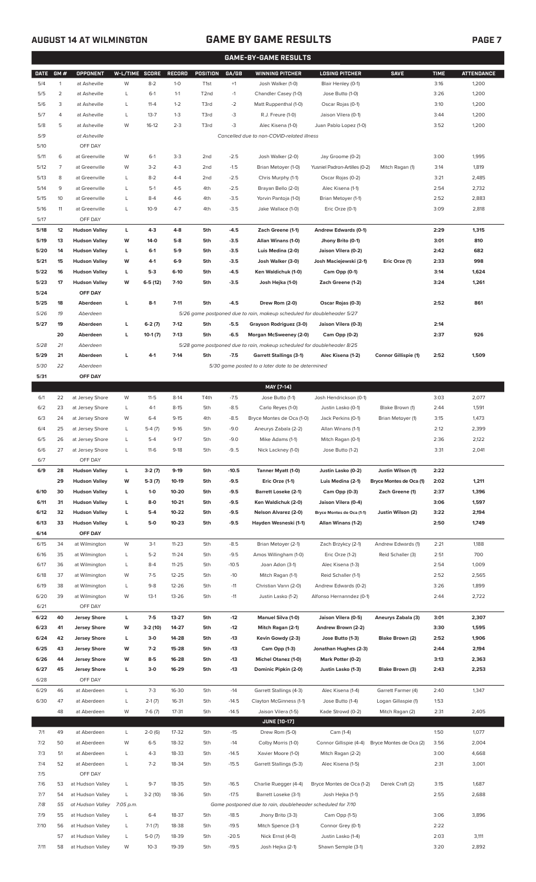## AUGUST 14 AT WILMINGTON

## GAME BY GAME RESULTS

### GAME-BY-GAME RESULTS

| DATE | GM # | OPPONENT | W-L/TIME | SCORE | RECORD | POSITION | GA/GB | WINNING PITCHER | LOSING PITCHER | SAVE | TIME | ATTENDANCE |
|---|---|---|---|---|---|---|---|---|---|---|---|---|
| 5/4 | 1 | at Asheville | W | 8-2 | 1-0 | T1st | +1 | Josh Walker (1-0) | Blair Henley (0-1) | | 3:16 | 1,200 |
| 5/5 | 2 | at Asheville | L | 6-1 | 1-1 | T2nd | -1 | Chandler Casey (1-0) | Jose Butto (1-0) | | 3:26 | 1,200 |
| 5/6 | 3 | at Asheville | L | 11-4 | 1-2 | T3rd | -2 | Matt Ruppenthal (1-0) | Oscar Rojas (0-1) | | 3:10 | 1,200 |
| 5/7 | 4 | at Asheville | L | 13-7 | 1-3 | T3rd | -3 | R.J. Freure (1-0) | Jaison Vilera (0-1) | | 3:44 | 1,200 |
| 5/8 | 5 | at Asheville | W | 16-12 | 2-3 | T3rd | -3 | Alec Kisena (1-0) | Juan Pablo Lopez (1-0) | | 3:52 | 1,200 |
| 5/9 | | at Asheville | | | | | | Cancelled due to non-COVID-related illness | | | | |
| 5/10 | | OFF DAY | | | | | | | | | | |
| 5/11 | 6 | at Greenville | W | 6-1 | 3-3 | 2nd | -2.5 | Josh Walker (2-0) | Jay Groome (0-2) | | 3:00 | 1,995 |
| 5/12 | 7 | at Greenville | W | 3-2 | 4-3 | 2nd | -1.5 | Brian Metoyer (1-0) | Yusniel Padron-Artilles (0-2) | Mitch Ragan (1) | 3:14 | 1,819 |
| 5/13 | 8 | at Greenville | L | 8-2 | 4-4 | 2nd | -2.5 | Chris Murphy (1-1) | Oscar Rojas (0-2) | | 3:21 | 2,485 |
| 5/14 | 9 | at Greenville | L | 5-1 | 4-5 | 4th | -2.5 | Brayan Bello (2-0) | Alec Kisena (1-1) | | 2:54 | 2,732 |
| 5/15 | 10 | at Greenville | L | 8-4 | 4-6 | 4th | -3.5 | Yorvin Pantoja (1-0) | Brian Metoyer (1-1) | | 2:52 | 2,883 |
| 5/16 | 11 | at Greenville | L | 10-9 | 4-7 | 4th | -3.5 | Jake Wallace (1-0) | Eric Orze (0-1) | | 3:09 | 2,818 |
| 5/17 | | OFF DAY | | | | | | | | | | |
| **5/18** | **12** | **Hudson Valley** | **L** | **4-3** | **4-8** | **5th** | **-4.5** | **Zach Greene (1-1)** | **Andrew Edwards (0-1)** | | **2:29** | **1,315** |
| **5/19** | **13** | **Hudson Valley** | **W** | **14-0** | **5-8** | **5th** | **-3.5** | **Allan Winans (1-0)** | **Jhony Brito (0-1)** | | **3:01** | **810** |
| **5/20** | **14** | **Hudson Valley** | **L** | **6-1** | **5-9** | **5th** | **-3.5** | **Luis Medina (2-0)** | **Jaison Vilera (0-2)** | | **2:42** | **682** |
| **5/21** | **15** | **Hudson Valley** | **W** | **4-1** | **6-9** | **5th** | **-3.5** | **Josh Walker (3-0)** | **Josh Maciejewski (2-1)** | **Eric Orze (1)** | **2:33** | **998** |
| **5/22** | **16** | **Hudson Valley** | **L** | **5-3** | **6-10** | **5th** | **-4.5** | **Ken Waldichuk (1-0)** | **Cam Opp (0-1)** | | **3:14** | **1,624** |
| **5/23** | **17** | **Hudson Valley** | **W** | **6-5 (12)** | **7-10** | **5th** | **-3.5** | **Josh Hejka (1-0)** | **Zach Greene (1-2)** | | **3:24** | **1,261** |
| **5/24** | | **OFF DAY** | | | | | | | | | | |
| **5/25** | **18** | **Aberdeen** | **L** | **8-1** | **7-11** | **5th** | **-4.5** | **Drew Rom (2-0)** | **Oscar Rojas (0-3)** | | **2:52** | **861** |
| 5/26 | 19 | Aberdeen | | | | | | 5/26 game postponed due to rain, makeup scheduled for doubleheader 5/27 | | | | |
| **5/27** | **19** | **Aberdeen** | **L** | **6-2 (7)** | **7-12** | **5th** | **-5.5** | **Grayson Rodriguez (3-0)** | **Jaison Vilera (0-3)** | | **2:14** | |
| | **20** | **Aberdeen** | **L** | **10-1 (7)** | **7-13** | **5th** | **-6.5** | **Morgan McSweeney (2-0)** | **Cam Opp (0-2)** | | **2:37** | **926** |
| 5/28 | 21 | Aberdeen | | | | | | 5/28 game postponed due to rain, makeup scheduled for doubleheader 8/25 | | | | |
| **5/29** | **21** | **Aberdeen** | **L** | **4-1** | **7-14** | **5th** | **-7.5** | **Garrett Stallings (3-1)** | **Alec Kisena (1-2)** | **Connor Gillispie (1)** | **2:52** | **1,509** |
| 5/30 | 22 | Aberdeen | | | | | | 5/30 game posted to a later date to be determined | | | | |
| **5/31** | | **OFF DAY** | | | | | | | | | | |
| | | | | | | | | **MAY [7-14]** | | | | |
| 6/1 | 22 | at Jersey Shore | W | 11-5 | 8-14 | T4th | -7.5 | Jose Butto (1-1) | Josh Hendrickson (0-1) | | 3:03 | 2,077 |
| 6/2 | 23 | at Jersey Shore | L | 4-1 | 8-15 | 5th | -8.5 | Carlo Reyes (1-0) | Justin Lasko (0-1) | Blake Brown (1) | 2:44 | 1,591 |
| 6/3 | 24 | at Jersey Shore | W | 6-4 | 9-15 | 4th | -8.5 | Bryce Montes de Oca (1-0) | Jack Perkins (0-1) | Brian Metoyer (1) | 3:15 | 1,473 |
| 6/4 | 25 | at Jersey Shore | L | 5-4 (7) | 9-16 | 5th | -9.0 | Aneurys Zabala (2-2) | Allan Winans (1-1) | | 2:12 | 2,399 |
| 6/5 | 26 | at Jersey Shore | L | 5-4 | 9-17 | 5th | -9.0 | Mike Adams (1-1) | Mitch Ragan (0-1) | | 2:36 | 2,122 |
| 6/6 | 27 | at Jersey Shore | L | 11-6 | 9-18 | 5th | -9..5 | Nick Lackney (1-0) | Jose Butto (1-2) | | 3:31 | 2,041 |
| 6/7 | | OFF DAY | | | | | | | | | | |
| **6/9** | **28** | **Hudson Valley** | **L** | **3-2 (7)** | **9-19** | **5th** | **-10.5** | **Tanner Myatt (1-0)** | **Justin Lasko (0-2)** | **Justin Wilson (1)** | **2:22** | |
| | **29** | **Hudson Valley** | **W** | **5-3 (7)** | **10-19** | **5th** | **-9.5** | **Eric Orze (1-1)** | **Luis Medina (2-1)** | **Bryce Montes de Oca (1)** | **2:02** | **1,211** |
| **6/10** | **30** | **Hudson Valley** | **L** | **1-0** | **10-20** | **5th** | **-9.5** | **Barrett Loseke (2-1)** | **Cam Opp (0-3)** | **Zach Greene (1)** | **2:37** | **1,396** |
| **6/11** | **31** | **Hudson Valley** | **L** | **8-0** | **10-21** | **5th** | **-9.5** | **Ken Waldichuk (2-0)** | **Jaison Vilera (0-4)** | | **3:06** | **1,597** |
| **6/12** | **32** | **Hudson Valley** | **L** | **5-4** | **10-22** | **5th** | **-9.5** | **Nelson Alvarez (2-0)** | **Bryce Montes de Oca (1-1)** | **Justin Wilson (2)** | **3:22** | **2,194** |
| **6/13** | **33** | **Hudson Valley** | **L** | **5-0** | **10-23** | **5th** | **-9.5** | **Hayden Wesneski (1-1)** | **Allan Winans (1-2)** | | **2:50** | **1,749** |
| **6/14** | | **OFF DAY** | | | | | | | | | | |
| 6/15 | 34 | at Wilmington | W | 3-1 | 11-23 | 5th | -8.5 | Brian Metoyer (2-1) | Zach Brzykcy (2-1) | Andrew Edwards (1) | 2:21 | 1,188 |
| 6/16 | 35 | at Wilmington | L | 5-2 | 11-24 | 5th | -9.5 | Amos Willingham (1-0) | Eric Orze (1-2) | Reid Schaller (3) | 2:51 | 700 |
| 6/17 | 36 | at Wilmington | L | 8-4 | 11-25 | 5th | -10.5 | Joan Adon (3-1) | Alec Kisena (1-3) | | 2:54 | 1,009 |
| 6/18 | 37 | at Wilmington | W | 7-5 | 12-25 | 5th | -10 | Mitch Ragan (1-1) | Reid Schaller (1-1) | | 2:52 | 2,565 |
| 6/19 | 38 | at Wilmington | L | 9-8 | 12-26 | 5th | -11 | Christian Vann (2-0) | Andrew Edwards (0-2) | | 3:26 | 1,899 |
| 6/20 | 39 | at Wilmington | W | 13-1 | 13-26 | 5th | -11 | Justin Lasko (1-2) | Alfonso Hernanndez (0-1) | | 2:44 | 2,722 |
| 6/21 | | OFF DAY | | | | | | | | | | |
| **6/22** | **40** | **Jersey Shore** | **L** | **7-5** | **13-27** | **5th** | **-12** | **Manuel Silva (1-0)** | **Jaison Vilera (0-5)** | **Aneurys Zabala (3)** | **3:01** | **2,307** |
| **6/23** | **41** | **Jersey Shore** | **W** | **3-2 (10)** | **14-27** | **5th** | **-12** | **Mitch Ragan (2-1)** | **Andrew Brown (2-2)** | | **3:30** | **1,595** |
| **6/24** | **42** | **Jersey Shore** | **L** | **3-0** | **14-28** | **5th** | **-13** | **Kevin Gowdy (2-3)** | **Jose Butto (1-3)** | **Blake Brown (2)** | **2:52** | **1,906** |
| **6/25** | **43** | **Jersey Shore** | **W** | **7-2** | **15-28** | **5th** | **-13** | **Cam Opp (1-3)** | **Jonathan Hughes (2-3)** | | **2:44** | **2,194** |
| **6/26** | **44** | **Jersey Shore** | **W** | **8-5** | **16-28** | **5th** | **-13** | **Michel Otanez (1-0)** | **Mark Potter (0-2)** | | **3:13** | **2,363** |
| **6/27** | **45** | **Jersey Shore** | **L** | **3-0** | **16-29** | **5th** | **-13** | **Dominic Pipkin (2-0)** | **Justin Lasko (1-3)** | **Blake Brown (3)** | **2:43** | **2,253** |
| 6/28 | | OFF DAY | | | | | | | | | | |
| 6/29 | 46 | at Aberdeen | L | 7-3 | 16-30 | 5th | -14 | Garrett Stallings (4-3) | Alec Kisena (1-4) | Garrett Farmer (4) | 2:40 | 1,347 |
| 6/30 | 47 | at Aberdeen | L | 2-1 (7) | 16-31 | 5th | -14.5 | Clayton McGinness (1-1) | Jose Butto (1-4) | Logan Gillaspie (1) | 1:53 | |
| | 48 | at Aberdeen | W | 7-6 (7) | 17-31 | 5th | -14.5 | Jaison Vilera (1-5) | Kade Strowd (0-2) | Mitch Ragan (2) | 2:31 | 2,405 |
| | | | | | | | | **JUNE [10-17]** | | | | |
| 7/1 | 49 | at Aberdeen | L | 2-0 (6) | 17-32 | 5th | -15 | Drew Rom (5-0) | Cam (1-4) | | 1:50 | 1,077 |
| 7/2 | 50 | at Aberdeen | W | 6-5 | 18-32 | 5th | -14 | Colby Morris (1-0) | Connor Gillispie (4-4) | Bryce Montes de Oca (2) | 3:56 | 2,004 |
| 7/3 | 51 | at Aberdeen | L | 4-3 | 18-33 | 5th | -14.5 | Xavier Moore (1-0) | Mitch Ragan (2-2) | | 3:00 | 4,668 |
| 7/4 | 52 | at Aberdeen | L | 7-2 | 18-34 | 5th | -15.5 | Garrett Stallings (5-3) | Alec Kisena (1-5) | | 2:31 | 3,001 |
| 7/5 | | OFF DAY | | | | | | | | | | |
| 7/6 | 53 | at Hudson Valley | L | 9-7 | 18-35 | 5th | -16.5 | Charlie Ruegger (4-4) | Bryce Montes de Oca (1-2) | Derek Craft (2) | 3:15 | 1,687 |
| 7/7 | 54 | at Hudson Valley | L | 3-2 (10) | 18-36 | 5th | -17.5 | Barrett Loseke (3-1) | Josh Hejka (1-1) | | 2:55 | 2,688 |
| 7/8 | 55 | at Hudson Valley | 7:05 p.m. | | | | | Game postponed due to rain, doubleheader scheduled for 7/10 | | | | |
| 7/9 | 55 | at Hudson Valley | L | 6-4 | 18-37 | 5th | -18.5 | Jhony Brito (3-3) | Cam Opp (1-5) | | 3:06 | 3,896 |
| 7/10 | 56 | at Hudson Valley | L | 7-1 (7) | 18-38 | 5th | -19.5 | Mitch Spence (3-1) | Connor Grey (0-1) | | 2:22 | |
| | 57 | at Hudson Valley | L | 5-0 (7) | 18-39 | 5th | -20.5 | Nick Ernst (4-0) | Justin Lasko (1-4) | | 2:03 | 3,111 |
| 7/11 | 58 | at Hudson Valley | W | 10-3 | 19-39 | 5th | -19.5 | Josh Hejka (2-1) | Shawn Semple (3-1) | | 3:20 | 2,892 |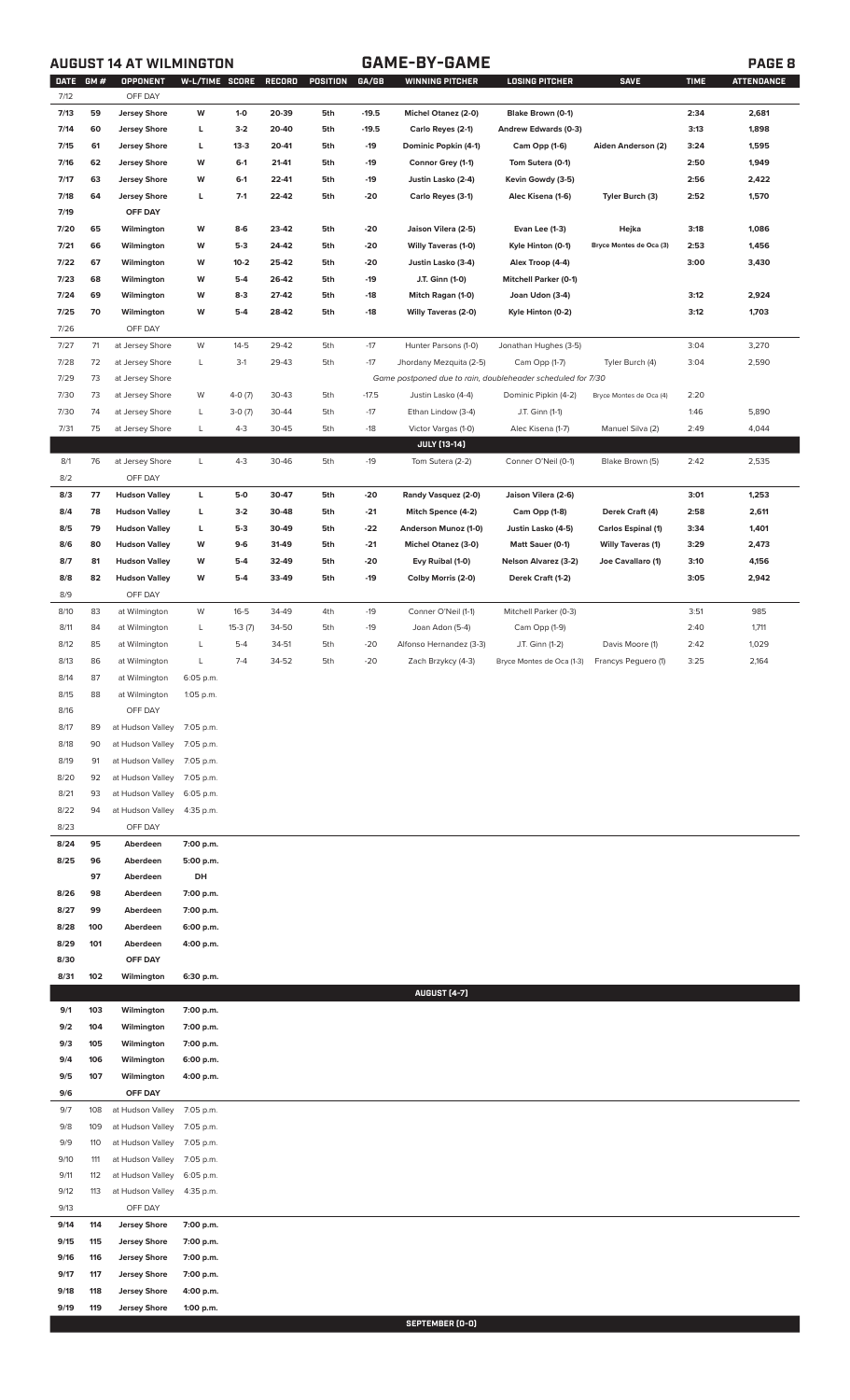## AUGUST 14 AT WILMINGTON — GAME-BY-GAME

| DATE | GM # | OPPONENT | W-L/TIME | SCORE | RECORD | POSITION | GA/GB | WINNING PITCHER | LOSING PITCHER | SAVE | TIME | ATTENDANCE |
|---|---|---|---|---|---|---|---|---|---|---|---|---|
| 7/12 | | OFF DAY | | | | | | | | | | |
| 7/13 | 59 | Jersey Shore | W | 1-0 | 20-39 | 5th | -19.5 | Michel Otanez (2-0) | Blake Brown (0-1) | | 2:34 | 2,681 |
| 7/14 | 60 | Jersey Shore | L | 3-2 | 20-40 | 5th | -19.5 | Carlo Reyes (2-1) | Andrew Edwards (0-3) | | 3:13 | 1,898 |
| 7/15 | 61 | Jersey Shore | L | 13-3 | 20-41 | 5th | -19 | Dominic Popkin (4-1) | Cam Opp (1-6) | Aiden Anderson (2) | 3:24 | 1,595 |
| 7/16 | 62 | Jersey Shore | W | 6-1 | 21-41 | 5th | -19 | Connor Grey (1-1) | Tom Sutera (0-1) | | 2:50 | 1,949 |
| 7/17 | 63 | Jersey Shore | W | 6-1 | 22-41 | 5th | -19 | Justin Lasko (2-4) | Kevin Gowdy (3-5) | | 2:56 | 2,422 |
| 7/18 | 64 | Jersey Shore | L | 7-1 | 22-42 | 5th | -20 | Carlo Reyes (3-1) | Alec Kisena (1-6) | Tyler Burch (3) | 2:52 | 1,570 |
| 7/19 | | OFF DAY | | | | | | | | | | |
| 7/20 | 65 | Wilmington | W | 8-6 | 23-42 | 5th | -20 | Jaison Vilera (2-5) | Evan Lee (1-3) | Hejka | 3:18 | 1,086 |
| 7/21 | 66 | Wilmington | W | 5-3 | 24-42 | 5th | -20 | Willy Taveras (1-0) | Kyle Hinton (0-1) | Bryce Montes de Oca (3) | 2:53 | 1,456 |
| 7/22 | 67 | Wilmington | W | 10-2 | 25-42 | 5th | -20 | Justin Lasko (3-4) | Alex Troop (4-4) | | 3:00 | 3,430 |
| 7/23 | 68 | Wilmington | W | 5-4 | 26-42 | 5th | -19 | J.T. Ginn (1-0) | Mitchell Parker (0-1) | | | |
| 7/24 | 69 | Wilmington | W | 8-3 | 27-42 | 5th | -18 | Mitch Ragan (1-0) | Joan Udon (3-4) | | 3:12 | 2,924 |
| 7/25 | 70 | Wilmington | W | 5-4 | 28-42 | 5th | -18 | Willy Taveras (2-0) | Kyle Hinton (0-2) | | 3:12 | 1,703 |
| 7/26 | | OFF DAY | | | | | | | | | | |
| 7/27 | 71 | at Jersey Shore | W | 14-5 | 29-42 | 5th | -17 | Hunter Parsons (1-0) | Jonathan Hughes (3-5) | | 3:04 | 3,270 |
| 7/28 | 72 | at Jersey Shore | L | 3-1 | 29-43 | 5th | -17 | Jhordany Mezquita (2-5) | Cam Opp (1-7) | Tyler Burch (4) | 3:04 | 2,590 |
| 7/29 | 73 | at Jersey Shore | | | | | | Game postponed due to rain, doubleheader scheduled for 7/30 | | | | |
| 7/30 | 73 | at Jersey Shore | W | 4-0 (7) | 30-43 | 5th | -17.5 | Justin Lasko (4-4) | Dominic Pipkin (4-2) | Bryce Montes de Oca (4) | 2:20 | |
| 7/30 | 74 | at Jersey Shore | L | 3-0 (7) | 30-44 | 5th | -17 | Ethan Lindow (3-4) | J.T. Ginn (1-1) | | 1:46 | 5,890 |
| 7/31 | 75 | at Jersey Shore | L | 4-3 | 30-45 | 5th | -18 | Victor Vargas (1-0) | Alec Kisena (1-7) | Manuel Silva (2) | 2:49 | 4,044 |
| | | | | | | | | JULY (13-14) | | | | |
| 8/1 | 76 | at Jersey Shore | L | 4-3 | 30-46 | 5th | -19 | Tom Sutera (2-2) | Conner O'Neil (0-1) | Blake Brown (5) | 2:42 | 2,535 |
| 8/2 | | OFF DAY | | | | | | | | | | |
| 8/3 | 77 | Hudson Valley | L | 5-0 | 30-47 | 5th | -20 | Randy Vasquez (2-0) | Jaison Vilera (2-6) | | 3:01 | 1,253 |
| 8/4 | 78 | Hudson Valley | L | 3-2 | 30-48 | 5th | -21 | Mitch Spence (4-2) | Cam Opp (1-8) | Derek Craft (4) | 2:58 | 2,611 |
| 8/5 | 79 | Hudson Valley | L | 5-3 | 30-49 | 5th | -22 | Anderson Munoz (1-0) | Justin Lasko (4-5) | Carlos Espinal (1) | 3:34 | 1,401 |
| 8/6 | 80 | Hudson Valley | W | 9-6 | 31-49 | 5th | -21 | Michel Otanez (3-0) | Matt Sauer (0-1) | Willy Taveras (1) | 3:29 | 2,473 |
| 8/7 | 81 | Hudson Valley | W | 5-4 | 32-49 | 5th | -20 | Evy Ruibal (1-0) | Nelson Alvarez (3-2) | Joe Cavallaro (1) | 3:10 | 4,156 |
| 8/8 | 82 | Hudson Valley | W | 5-4 | 33-49 | 5th | -19 | Colby Morris (2-0) | Derek Craft (1-2) | | 3:05 | 2,942 |
| 8/9 | | OFF DAY | | | | | | | | | | |
| 8/10 | 83 | at Wilmington | W | 16-5 | 34-49 | 4th | -19 | Conner O'Neil (1-1) | Mitchell Parker (0-3) | | 3:51 | 985 |
| 8/11 | 84 | at Wilmington | L | 15-3 (7) | 34-50 | 5th | -19 | Joan Adon (5-4) | Cam Opp (1-9) | | 2:40 | 1,711 |
| 8/12 | 85 | at Wilmington | L | 5-4 | 34-51 | 5th | -20 | Alfonso Hernandez (3-3) | J.T. Ginn (1-2) | Davis Moore (1) | 2:42 | 1,029 |
| 8/13 | 86 | at Wilmington | L | 7-4 | 34-52 | 5th | -20 | Zach Brzykcy (4-3) | Bryce Montes de Oca (1-3) | Francys Peguero (1) | 3:25 | 2,164 |
| 8/14 | 87 | at Wilmington | 6:05 p.m. | | | | | | | | | |
| 8/15 | 88 | at Wilmington | 1:05 p.m. | | | | | | | | | |
| 8/16 | | OFF DAY | | | | | | | | | | |
| 8/17 | 89 | at Hudson Valley | 7:05 p.m. | | | | | | | | | |
| 8/18 | 90 | at Hudson Valley | 7:05 p.m. | | | | | | | | | |
| 8/19 | 91 | at Hudson Valley | 7:05 p.m. | | | | | | | | | |
| 8/20 | 92 | at Hudson Valley | 7:05 p.m. | | | | | | | | | |
| 8/21 | 93 | at Hudson Valley | 6:05 p.m. | | | | | | | | | |
| 8/22 | 94 | at Hudson Valley | 4:35 p.m. | | | | | | | | | |
| 8/23 | | OFF DAY | | | | | | | | | | |
| 8/24 | 95 | Aberdeen | 7:00 p.m. | | | | | | | | | |
| 8/25 | 96 | Aberdeen | 5:00 p.m. | | | | | | | | | |
| | 97 | Aberdeen | DH | | | | | | | | | |
| 8/26 | 98 | Aberdeen | 7:00 p.m. | | | | | | | | | |
| 8/27 | 99 | Aberdeen | 7:00 p.m. | | | | | | | | | |
| 8/28 | 100 | Aberdeen | 6:00 p.m. | | | | | | | | | |
| 8/29 | 101 | Aberdeen | 4:00 p.m. | | | | | | | | | |
| 8/30 | | OFF DAY | | | | | | | | | | |
| 8/31 | 102 | Wilmington | 6:30 p.m. | | | | | | | | | |
| | | | | | | | | AUGUST (4-7) | | | | |
| 9/1 | 103 | Wilmington | 7:00 p.m. | | | | | | | | | |
| 9/2 | 104 | Wilmington | 7:00 p.m. | | | | | | | | | |
| 9/3 | 105 | Wilmington | 7:00 p.m. | | | | | | | | | |
| 9/4 | 106 | Wilmington | 6:00 p.m. | | | | | | | | | |
| 9/5 | 107 | Wilmington | 4:00 p.m. | | | | | | | | | |
| 9/6 | | OFF DAY | | | | | | | | | | |
| 9/7 | 108 | at Hudson Valley | 7:05 p.m. | | | | | | | | | |
| 9/8 | 109 | at Hudson Valley | 7:05 p.m. | | | | | | | | | |
| 9/9 | 110 | at Hudson Valley | 7:05 p.m. | | | | | | | | | |
| 9/10 | 111 | at Hudson Valley | 7:05 p.m. | | | | | | | | | |
| 9/11 | 112 | at Hudson Valley | 6:05 p.m. | | | | | | | | | |
| 9/12 | 113 | at Hudson Valley | 4:35 p.m. | | | | | | | | | |
| 9/13 | | OFF DAY | | | | | | | | | | |
| 9/14 | 114 | Jersey Shore | 7:00 p.m. | | | | | | | | | |
| 9/15 | 115 | Jersey Shore | 7:00 p.m. | | | | | | | | | |
| 9/16 | 116 | Jersey Shore | 7:00 p.m. | | | | | | | | | |
| 9/17 | 117 | Jersey Shore | 7:00 p.m. | | | | | | | | | |
| 9/18 | 118 | Jersey Shore | 4:00 p.m. | | | | | | | | | |
| 9/19 | 119 | Jersey Shore | 1:00 p.m. | | | | | | | | | |
| | | | | | | | | SEPTEMBER (0-0) | | | | |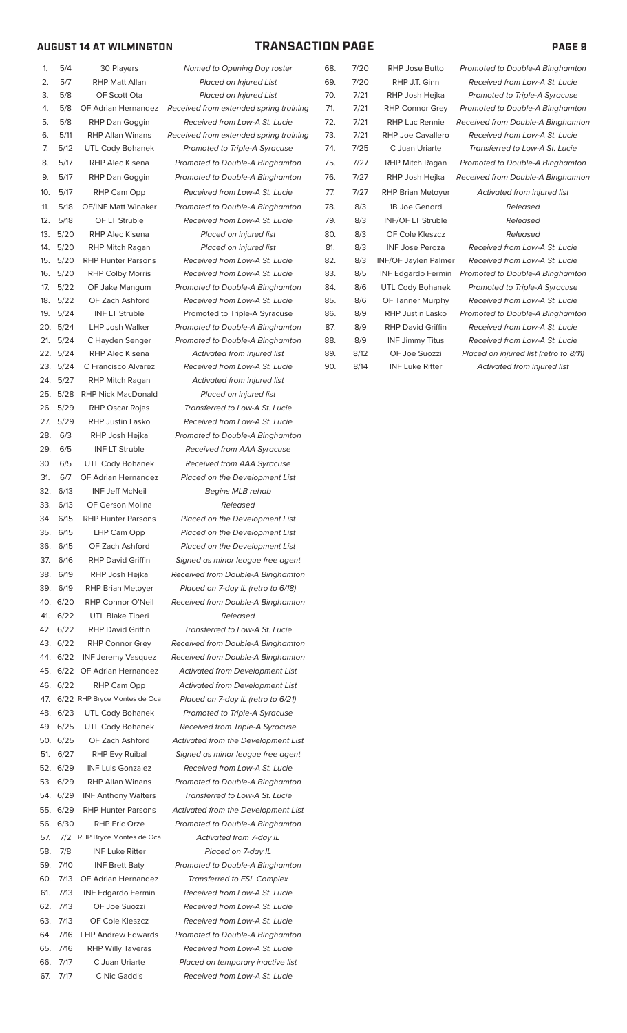## TRANSACTION PAGE

| | | | |
|---|---|---|---|
| 1. | 5/4 | 30 Players | *Named to Opening Day roster* |
| 2. | 5/7 | RHP Matt Allan | *Placed on Injured List* |
| 3. | 5/8 | OF Scott Ota | *Placed on Injured List* |
| 4. | 5/8 | OF Adrian Hernandez | *Received from extended spring training* |
| 5. | 5/8 | RHP Dan Goggin | *Received from Low-A St. Lucie* |
| 6. | 5/11 | RHP Allan Winans | *Received from extended spring training* |
| 7. | 5/12 | UTL Cody Bohanek | *Promoted to Triple-A Syracuse* |
| 8. | 5/17 | RHP Alec Kisena | *Promoted to Double-A Binghamton* |
| 9. | 5/17 | RHP Dan Goggin | *Promoted to Double-A Binghamton* |
| 10. | 5/17 | RHP Cam Opp | *Received from Low-A St. Lucie* |
| 11. | 5/18 | OF/INF Matt Winaker | *Promoted to Double-A Binghamton* |
| 12. | 5/18 | OF LT Struble | *Received from Low-A St. Lucie* |
| 13. | 5/20 | RHP Alec Kisena | *Placed on injured list* |
| 14. | 5/20 | RHP Mitch Ragan | *Placed on injured list* |
| 15. | 5/20 | RHP Hunter Parsons | *Received from Low-A St. Lucie* |
| 16. | 5/20 | RHP Colby Morris | *Received from Low-A St. Lucie* |
| 17. | 5/22 | OF Jake Mangum | *Promoted to Double-A Binghamton* |
| 18. | 5/22 | OF Zach Ashford | *Received from Low-A St. Lucie* |
| 19. | 5/24 | INF LT Struble | Promoted to Triple-A Syracuse |
| 20. | 5/24 | LHP Josh Walker | *Promoted to Double-A Binghamton* |
| 21. | 5/24 | C Hayden Senger | *Promoted to Double-A Binghamton* |
| 22. | 5/24 | RHP Alec Kisena | *Activated from injured list* |
| 23. | 5/24 | C Francisco Alvarez | *Received from Low-A St. Lucie* |
| 24. | 5/27 | RHP Mitch Ragan | *Activated from injured list* |
| 25. | 5/28 | RHP Nick MacDonald | *Placed on injured list* |
| 26. | 5/29 | RHP Oscar Rojas | *Transferred to Low-A St. Lucie* |
| 27. | 5/29 | RHP Justin Lasko | *Received from Low-A St. Lucie* |
| 28. | 6/3 | RHP Josh Hejka | *Promoted to Double-A Binghamton* |
| 29. | 6/5 | INF LT Struble | *Received from AAA Syracuse* |
| 30. | 6/5 | UTL Cody Bohanek | *Received from AAA Syracuse* |
| 31. | 6/7 | OF Adrian Hernandez | *Placed on the Development List* |
| 32. | 6/13 | INF Jeff McNeil | *Begins MLB rehab* |
| 33. | 6/13 | OF Gerson Molina | *Released* |
| 34. | 6/15 | RHP Hunter Parsons | *Placed on the Development List* |
| 35. | 6/15 | LHP Cam Opp | *Placed on the Development List* |
| 36. | 6/15 | OF Zach Ashford | *Placed on the Development List* |
| 37. | 6/16 | RHP David Griffin | *Signed as minor league free agent* |
| 38. | 6/19 | RHP Josh Hejka | *Received from Double-A Binghamton* |
| 39. | 6/19 | RHP Brian Metoyer | *Placed on 7-day IL (retro to 6/18)* |
| 40. | 6/20 | RHP Connor O'Neil | *Received from Double-A Binghamton* |
| 41. | 6/22 | UTL Blake Tiberi | *Released* |
| 42. | 6/22 | RHP David Griffin | *Transferred to Low-A St. Lucie* |
| 43. | 6/22 | RHP Connor Grey | *Received from Double-A Binghamton* |
| 44. | 6/22 | INF Jeremy Vasquez | *Received from Double-A Binghamton* |
| 45. | 6/22 | OF Adrian Hernandez | *Activated from Development List* |
| 46. | 6/22 | RHP Cam Opp | *Activated from Development List* |
| 47. | 6/22 | RHP Bryce Montes de Oca | *Placed on 7-day IL (retro to 6/21)* |
| 48. | 6/23 | UTL Cody Bohanek | *Promoted to Triple-A Syracuse* |
| 49. | 6/25 | UTL Cody Bohanek | *Received from Triple-A Syracuse* |
| 50. | 6/25 | OF Zach Ashford | *Activated from the Development List* |
| 51. | 6/27 | RHP Evy Ruibal | *Signed as minor league free agent* |
| 52. | 6/29 | INF Luis Gonzalez | *Received from Low-A St. Lucie* |
| 53. | 6/29 | RHP Allan Winans | *Promoted to Double-A Binghamton* |
| 54. | 6/29 | INF Anthony Walters | *Transferred to Low-A St. Lucie* |
| 55. | 6/29 | RHP Hunter Parsons | *Activated from the Development List* |
| 56. | 6/30 | RHP Eric Orze | *Promoted to Double-A Binghamton* |
| 57. | 7/2 | RHP Bryce Montes de Oca | *Activated from 7-day IL* |
| 58. | 7/8 | INF Luke Ritter | *Placed on 7-day IL* |
| 59. | 7/10 | INF Brett Baty | *Promoted to Double-A Binghamton* |
| 60. | 7/13 | OF Adrian Hernandez | *Transferred to FSL Complex* |
| 61. | 7/13 | INF Edgardo Fermin | *Received from Low-A St. Lucie* |
| 62. | 7/13 | OF Joe Suozzi | *Received from Low-A St. Lucie* |
| 63. | 7/13 | OF Cole Kleszcz | *Received from Low-A St. Lucie* |
| 64. | 7/16 | LHP Andrew Edwards | *Promoted to Double-A Binghamton* |
| 65. | 7/16 | RHP Willy Taveras | *Received from Low-A St. Lucie* |
| 66. | 7/17 | C Juan Uriarte | *Placed on temporary inactive list* |
| 67. | 7/17 | C Nic Gaddis | *Received from Low-A St. Lucie* |
| 68. | 7/20 | RHP Jose Butto | *Promoted to Double-A Binghamton* |
| 69. | 7/20 | RHP J.T. Ginn | *Received from Low-A St. Lucie* |
| 70. | 7/21 | RHP Josh Hejka | *Promoted to Triple-A Syracuse* |
| 71. | 7/21 | RHP Connor Grey | *Promoted to Double-A Binghamton* |
| 72. | 7/21 | RHP Luc Rennie | *Received from Double-A Binghamton* |
| 73. | 7/21 | RHP Joe Cavallero | *Received from Low-A St. Lucie* |
| 74. | 7/25 | C Juan Uriarte | *Transferred to Low-A St. Lucie* |
| 75. | 7/27 | RHP Mitch Ragan | *Promoted to Double-A Binghamton* |
| 76. | 7/27 | RHP Josh Hejka | *Received from Double-A Binghamton* |
| 77. | 7/27 | RHP Brian Metoyer | *Activated from injured list* |
| 78. | 8/3 | 1B Joe Genord | *Released* |
| 79. | 8/3 | INF/OF LT Struble | *Released* |
| 80. | 8/3 | OF Cole Kleszcz | *Released* |
| 81. | 8/3 | INF Jose Peroza | *Received from Low-A St. Lucie* |
| 82. | 8/3 | INF/OF Jaylen Palmer | *Received from Low-A St. Lucie* |
| 83. | 8/5 | INF Edgardo Fermin | *Promoted to Double-A Binghamton* |
| 84. | 8/6 | UTL Cody Bohanek | *Promoted to Triple-A Syracuse* |
| 85. | 8/6 | OF Tanner Murphy | *Received from Low-A St. Lucie* |
| 86. | 8/9 | RHP Justin Lasko | *Promoted to Double-A Binghamton* |
| 87. | 8/9 | RHP David Griffin | *Received from Low-A St. Lucie* |
| 88. | 8/9 | INF Jimmy Titus | *Received from Low-A St. Lucie* |
| 89. | 8/12 | OF Joe Suozzi | *Placed on injured list (retro to 8/11)* |
| 90. | 8/14 | INF Luke Ritter | *Activated from injured list* |